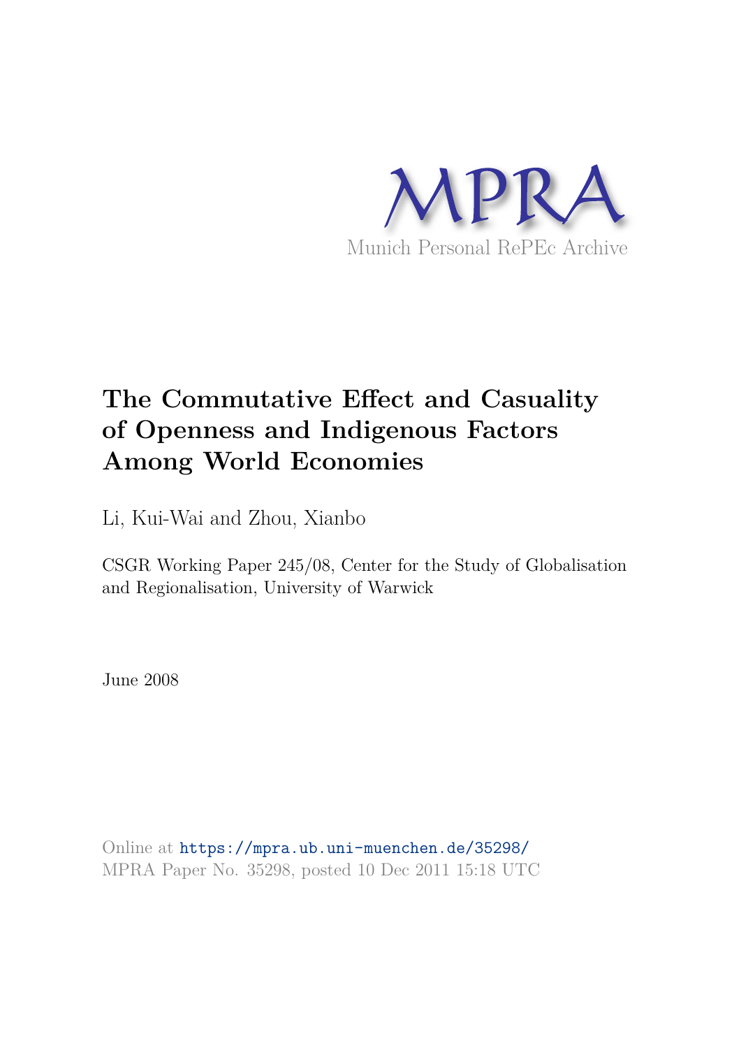MPRA

Munich Personal RePEc Archive

# The Commutative Effect and Casuality of Openness and Indigenous Factors Among World Economies

Li, Kui-Wai and Zhou, Xianbo

CSGR Working Paper 245/08, Center for the Study of Globalisation and Regionalisation, University of Warwick

June 2008

Online at https://mpra.ub.uni-muenchen.de/35298/
MPRA Paper No. 35298, posted 10 Dec 2011 15:18 UTC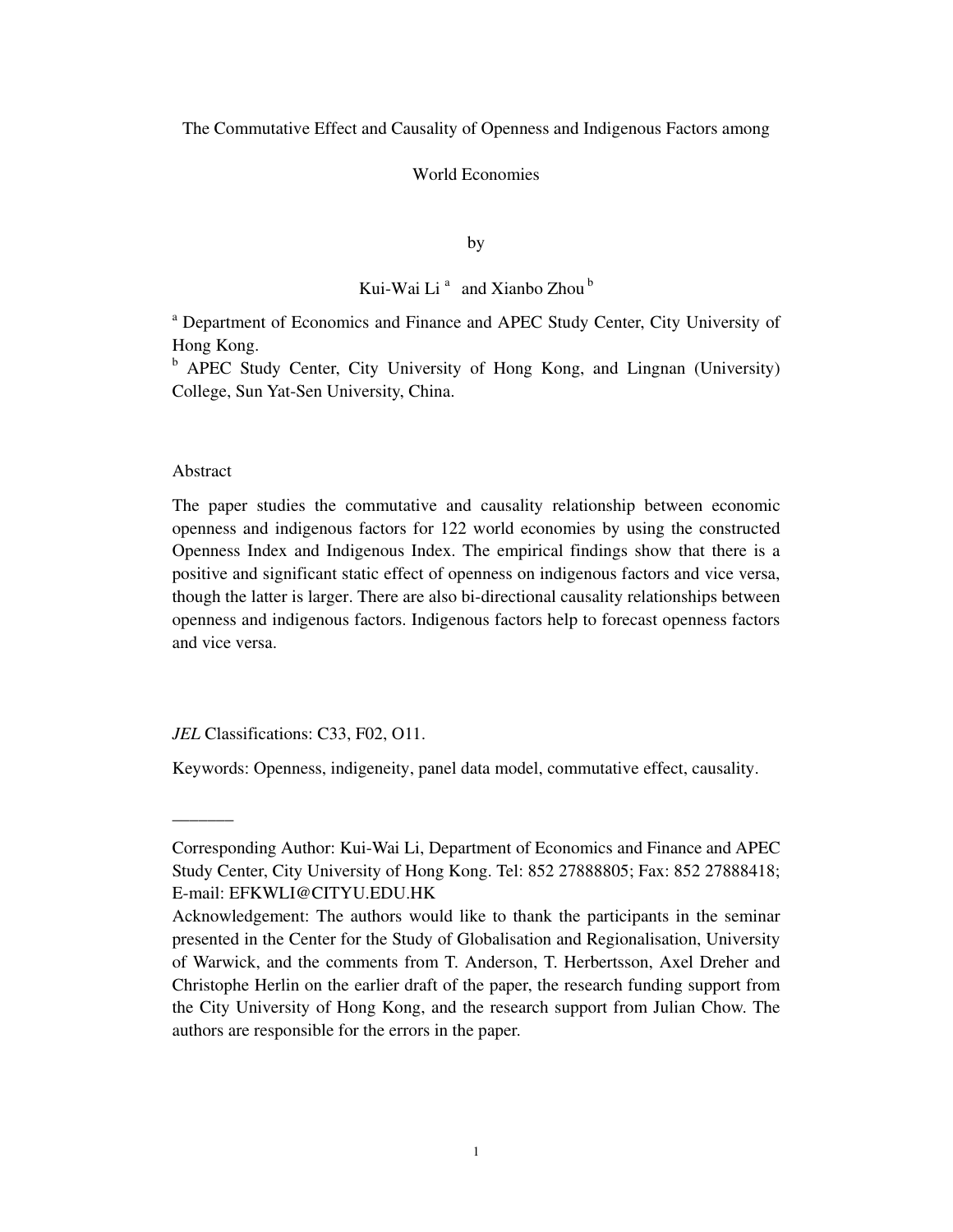The Commutative Effect and Causality of Openness and Indigenous Factors among World Economies

by

Kui-Wai Li [a] and Xianbo Zhou [b]

[a] Department of Economics and Finance and APEC Study Center, City University of Hong Kong.

[b] APEC Study Center, City University of Hong Kong, and Lingnan (University) College, Sun Yat-Sen University, China.

Abstract

The paper studies the commutative and causality relationship between economic openness and indigenous factors for 122 world economies by using the constructed Openness Index and Indigenous Index. The empirical findings show that there is a positive and significant static effect of openness on indigenous factors and vice versa, though the latter is larger. There are also bi-directional causality relationships between openness and indigenous factors. Indigenous factors help to forecast openness factors and vice versa.

*JEL* Classifications: C33, F02, O11.

Keywords: Openness, indigeneity, panel data model, commutative effect, causality.

________

Corresponding Author: Kui-Wai Li, Department of Economics and Finance and APEC Study Center, City University of Hong Kong. Tel: 852 27888805; Fax: 852 27888418; E-mail: EFKWLI@CITYU.EDU.HK

Acknowledgement: The authors would like to thank the participants in the seminar presented in the Center for the Study of Globalisation and Regionalisation, University of Warwick, and the comments from T. Anderson, T. Herbertsson, Axel Dreher and Christophe Herlin on the earlier draft of the paper, the research funding support from the City University of Hong Kong, and the research support from Julian Chow. The authors are responsible for the errors in the paper.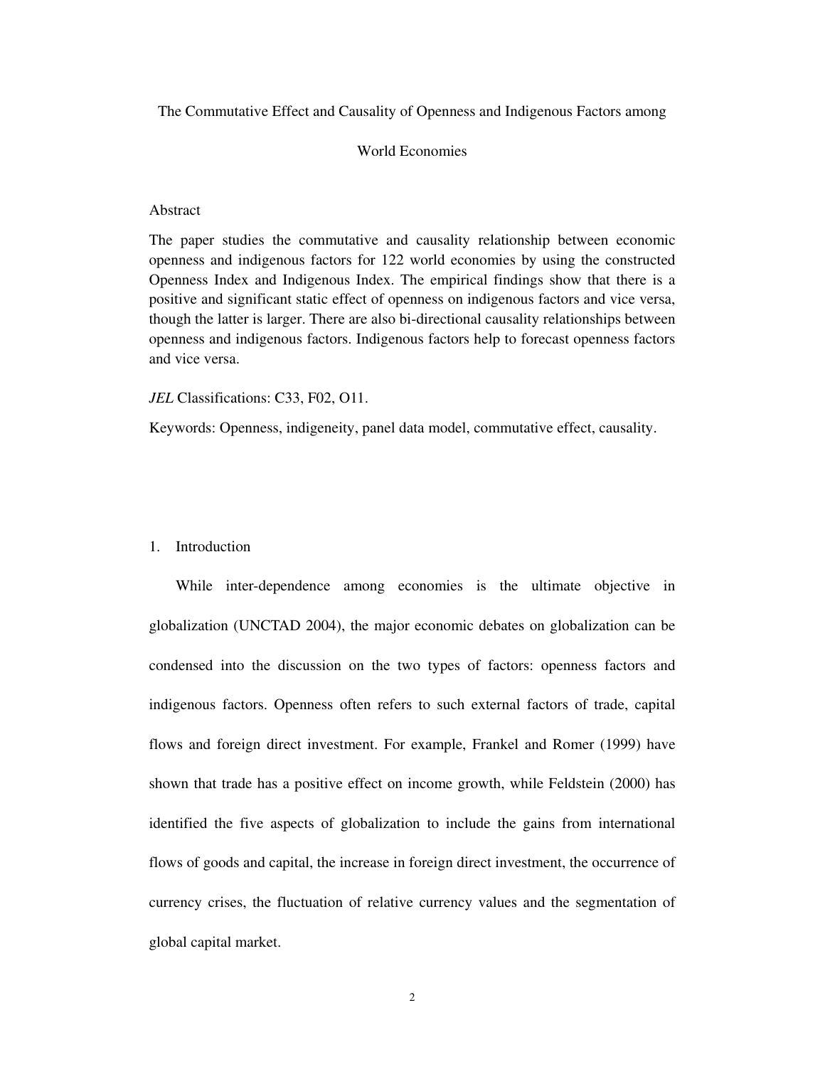The Commutative Effect and Causality of Openness and Indigenous Factors among World Economies

## Abstract

The paper studies the commutative and causality relationship between economic openness and indigenous factors for 122 world economies by using the constructed Openness Index and Indigenous Index. The empirical findings show that there is a positive and significant static effect of openness on indigenous factors and vice versa, though the latter is larger. There are also bi-directional causality relationships between openness and indigenous factors. Indigenous factors help to forecast openness factors and vice versa.

*JEL* Classifications: C33, F02, O11.

Keywords: Openness, indigeneity, panel data model, commutative effect, causality.

## 1. Introduction

While inter-dependence among economies is the ultimate objective in globalization (UNCTAD 2004), the major economic debates on globalization can be condensed into the discussion on the two types of factors: openness factors and indigenous factors. Openness often refers to such external factors of trade, capital flows and foreign direct investment. For example, Frankel and Romer (1999) have shown that trade has a positive effect on income growth, while Feldstein (2000) has identified the five aspects of globalization to include the gains from international flows of goods and capital, the increase in foreign direct investment, the occurrence of currency crises, the fluctuation of relative currency values and the segmentation of global capital market.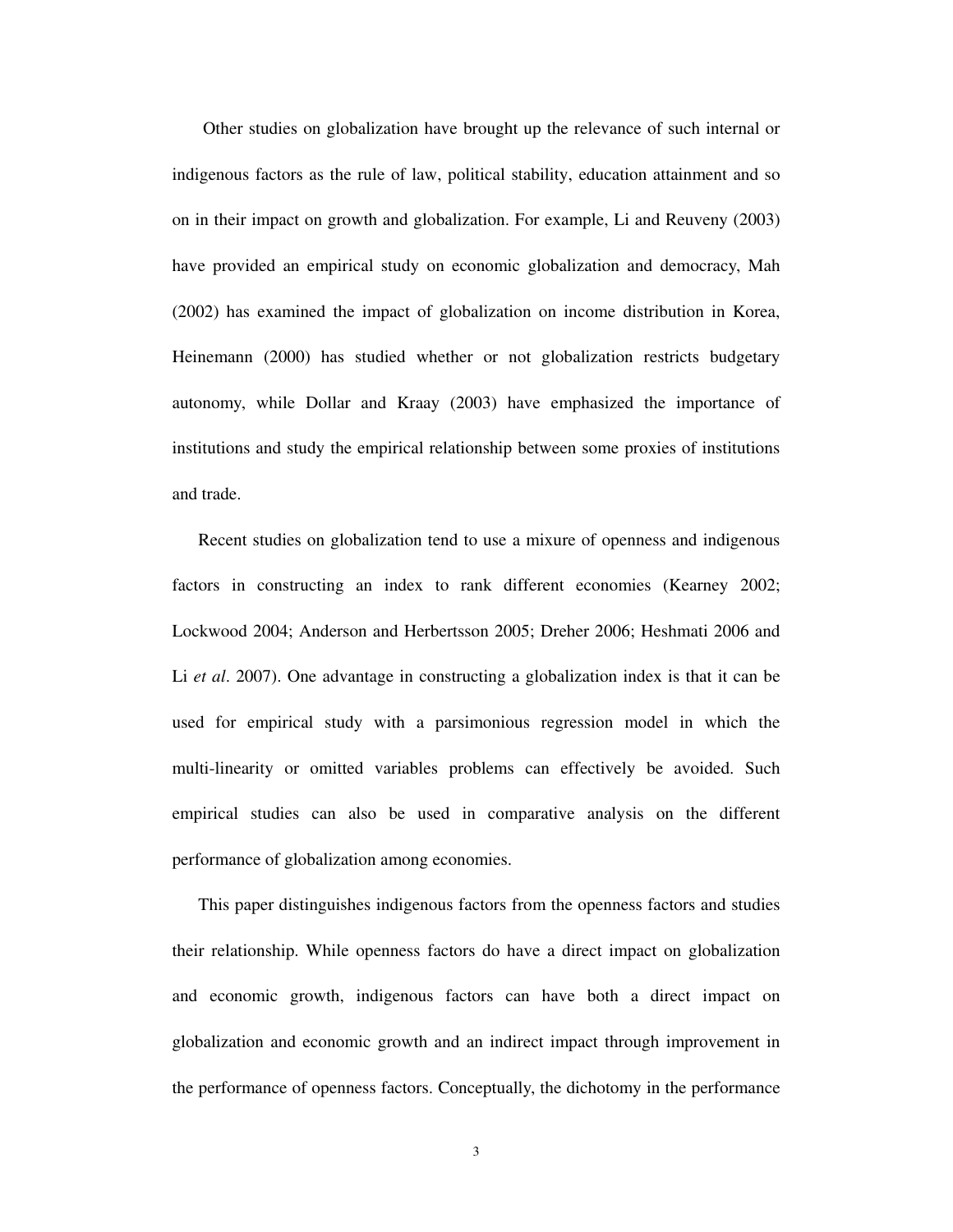Other studies on globalization have brought up the relevance of such internal or indigenous factors as the rule of law, political stability, education attainment and so on in their impact on growth and globalization. For example, Li and Reuveny (2003) have provided an empirical study on economic globalization and democracy, Mah (2002) has examined the impact of globalization on income distribution in Korea, Heinemann (2000) has studied whether or not globalization restricts budgetary autonomy, while Dollar and Kraay (2003) have emphasized the importance of institutions and study the empirical relationship between some proxies of institutions and trade.

Recent studies on globalization tend to use a mixure of openness and indigenous factors in constructing an index to rank different economies (Kearney 2002; Lockwood 2004; Anderson and Herbertsson 2005; Dreher 2006; Heshmati 2006 and Li *et al*. 2007). One advantage in constructing a globalization index is that it can be used for empirical study with a parsimonious regression model in which the multi-linearity or omitted variables problems can effectively be avoided. Such empirical studies can also be used in comparative analysis on the different performance of globalization among economies.

This paper distinguishes indigenous factors from the openness factors and studies their relationship. While openness factors do have a direct impact on globalization and economic growth, indigenous factors can have both a direct impact on globalization and economic growth and an indirect impact through improvement in the performance of openness factors. Conceptually, the dichotomy in the performance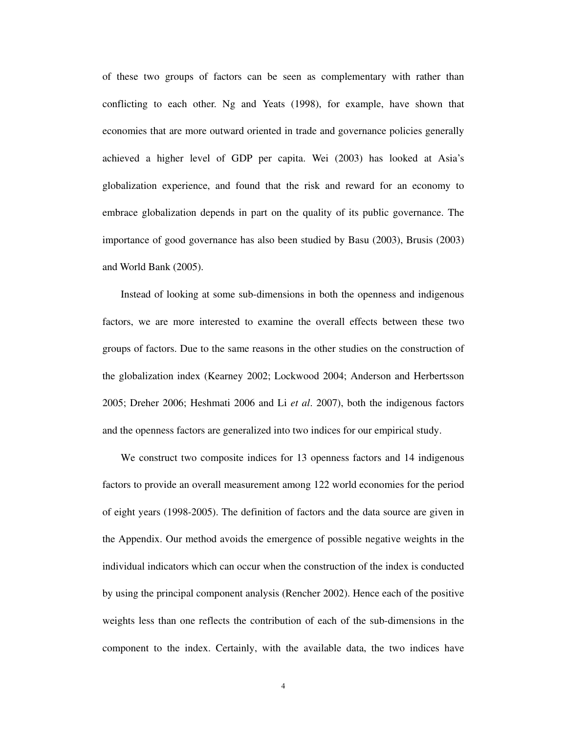of these two groups of factors can be seen as complementary with rather than conflicting to each other. Ng and Yeats (1998), for example, have shown that economies that are more outward oriented in trade and governance policies generally achieved a higher level of GDP per capita. Wei (2003) has looked at Asia's globalization experience, and found that the risk and reward for an economy to embrace globalization depends in part on the quality of its public governance. The importance of good governance has also been studied by Basu (2003), Brusis (2003) and World Bank (2005).

Instead of looking at some sub-dimensions in both the openness and indigenous factors, we are more interested to examine the overall effects between these two groups of factors. Due to the same reasons in the other studies on the construction of the globalization index (Kearney 2002; Lockwood 2004; Anderson and Herbertsson 2005; Dreher 2006; Heshmati 2006 and Li *et al*. 2007), both the indigenous factors and the openness factors are generalized into two indices for our empirical study.

We construct two composite indices for 13 openness factors and 14 indigenous factors to provide an overall measurement among 122 world economies for the period of eight years (1998-2005). The definition of factors and the data source are given in the Appendix. Our method avoids the emergence of possible negative weights in the individual indicators which can occur when the construction of the index is conducted by using the principal component analysis (Rencher 2002). Hence each of the positive weights less than one reflects the contribution of each of the sub-dimensions in the component to the index. Certainly, with the available data, the two indices have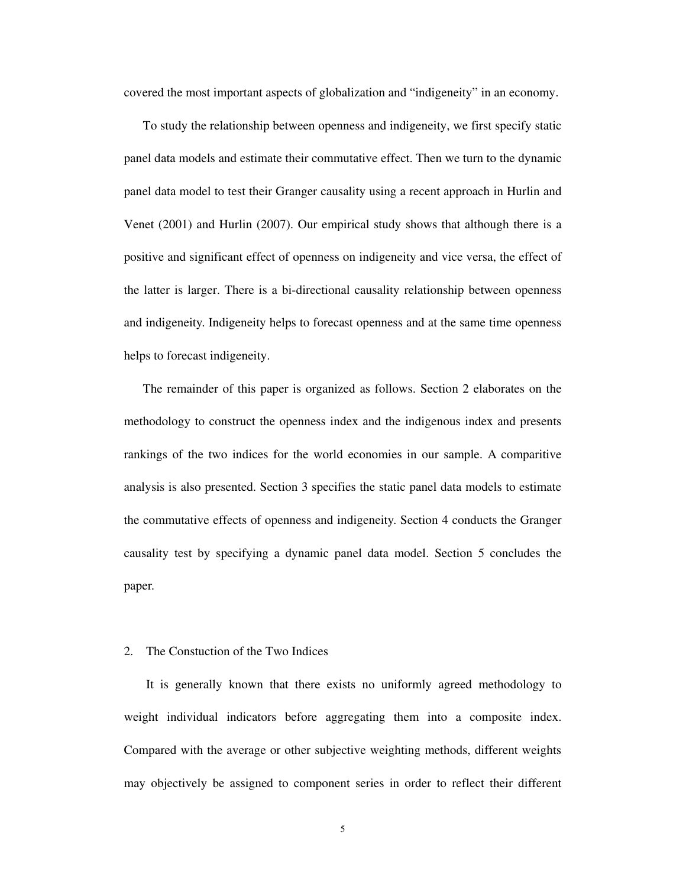covered the most important aspects of globalization and "indigeneity" in an economy.

To study the relationship between openness and indigeneity, we first specify static panel data models and estimate their commutative effect. Then we turn to the dynamic panel data model to test their Granger causality using a recent approach in Hurlin and Venet (2001) and Hurlin (2007). Our empirical study shows that although there is a positive and significant effect of openness on indigeneity and vice versa, the effect of the latter is larger. There is a bi-directional causality relationship between openness and indigeneity. Indigeneity helps to forecast openness and at the same time openness helps to forecast indigeneity.

The remainder of this paper is organized as follows. Section 2 elaborates on the methodology to construct the openness index and the indigenous index and presents rankings of the two indices for the world economies in our sample. A comparitive analysis is also presented. Section 3 specifies the static panel data models to estimate the commutative effects of openness and indigeneity. Section 4 conducts the Granger causality test by specifying a dynamic panel data model. Section 5 concludes the paper.

## 2. The Constuction of the Two Indices

It is generally known that there exists no uniformly agreed methodology to weight individual indicators before aggregating them into a composite index. Compared with the average or other subjective weighting methods, different weights may objectively be assigned to component series in order to reflect their different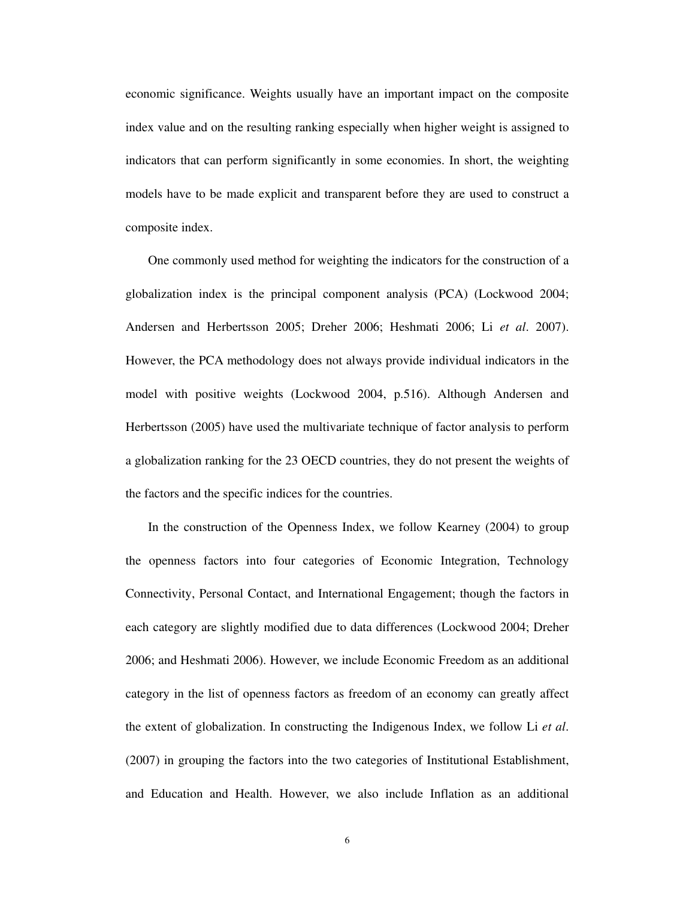economic significance. Weights usually have an important impact on the composite index value and on the resulting ranking especially when higher weight is assigned to indicators that can perform significantly in some economies. In short, the weighting models have to be made explicit and transparent before they are used to construct a composite index.

One commonly used method for weighting the indicators for the construction of a globalization index is the principal component analysis (PCA) (Lockwood 2004; Andersen and Herbertsson 2005; Dreher 2006; Heshmati 2006; Li *et al*. 2007). However, the PCA methodology does not always provide individual indicators in the model with positive weights (Lockwood 2004, p.516). Although Andersen and Herbertsson (2005) have used the multivariate technique of factor analysis to perform a globalization ranking for the 23 OECD countries, they do not present the weights of the factors and the specific indices for the countries.

In the construction of the Openness Index, we follow Kearney (2004) to group the openness factors into four categories of Economic Integration, Technology Connectivity, Personal Contact, and International Engagement; though the factors in each category are slightly modified due to data differences (Lockwood 2004; Dreher 2006; and Heshmati 2006). However, we include Economic Freedom as an additional category in the list of openness factors as freedom of an economy can greatly affect the extent of globalization. In constructing the Indigenous Index, we follow Li *et al*. (2007) in grouping the factors into the two categories of Institutional Establishment, and Education and Health. However, we also include Inflation as an additional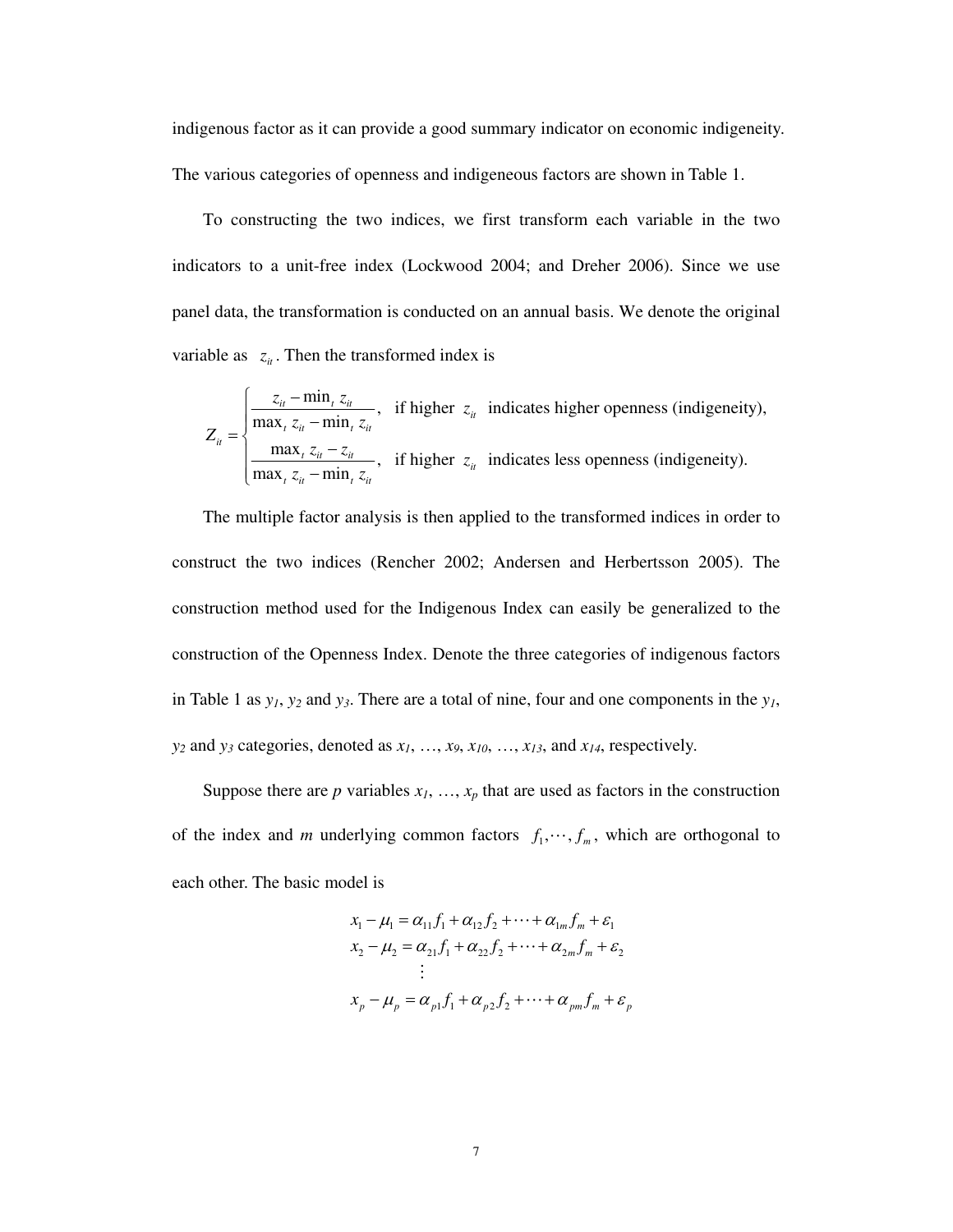indigenous factor as it can provide a good summary indicator on economic indigeneity. The various categories of openness and indigeneous factors are shown in Table 1.

To constructing the two indices, we first transform each variable in the two indicators to a unit-free index (Lockwood 2004; and Dreher 2006). Since we use panel data, the transformation is conducted on an annual basis. We denote the original variable as $z_{it}$. Then the transformed index is

$$
Z_{it} = \begin{cases} \dfrac{z_{it} - \min_t z_{it}}{\max_t z_{it} - \min_t z_{it}}, & \text{if higher } z_{it} \text{ indicates higher openness (indigeneity),} \\[2ex] \dfrac{\max_t z_{it} - z_{it}}{\max_t z_{it} - \min_t z_{it}}, & \text{if higher } z_{it} \text{ indicates less openness (indigeneity).} \end{cases}
$$

The multiple factor analysis is then applied to the transformed indices in order to construct the two indices (Rencher 2002; Andersen and Herbertsson 2005). The construction method used for the Indigenous Index can easily be generalized to the construction of the Openness Index. Denote the three categories of indigenous factors in Table 1 as $y_1$, $y_2$ and $y_3$. There are a total of nine, four and one components in the $y_1$, $y_2$ and $y_3$ categories, denoted as $x_1$, …, $x_9$, $x_{10}$, …, $x_{13}$, and $x_{14}$, respectively.

Suppose there are $p$ variables $x_1$, …, $x_p$ that are used as factors in the construction of the index and $m$ underlying common factors $f_1, \cdots, f_m$, which are orthogonal to each other. The basic model is

$$
\begin{aligned}
x_1 - \mu_1 &= \alpha_{11} f_1 + \alpha_{12} f_2 + \cdots + \alpha_{1m} f_m + \varepsilon_1 \\
x_2 - \mu_2 &= \alpha_{21} f_1 + \alpha_{22} f_2 + \cdots + \alpha_{2m} f_m + \varepsilon_2 \\
&\vdots \\
x_p - \mu_p &= \alpha_{p1} f_1 + \alpha_{p2} f_2 + \cdots + \alpha_{pm} f_m + \varepsilon_p
\end{aligned}
$$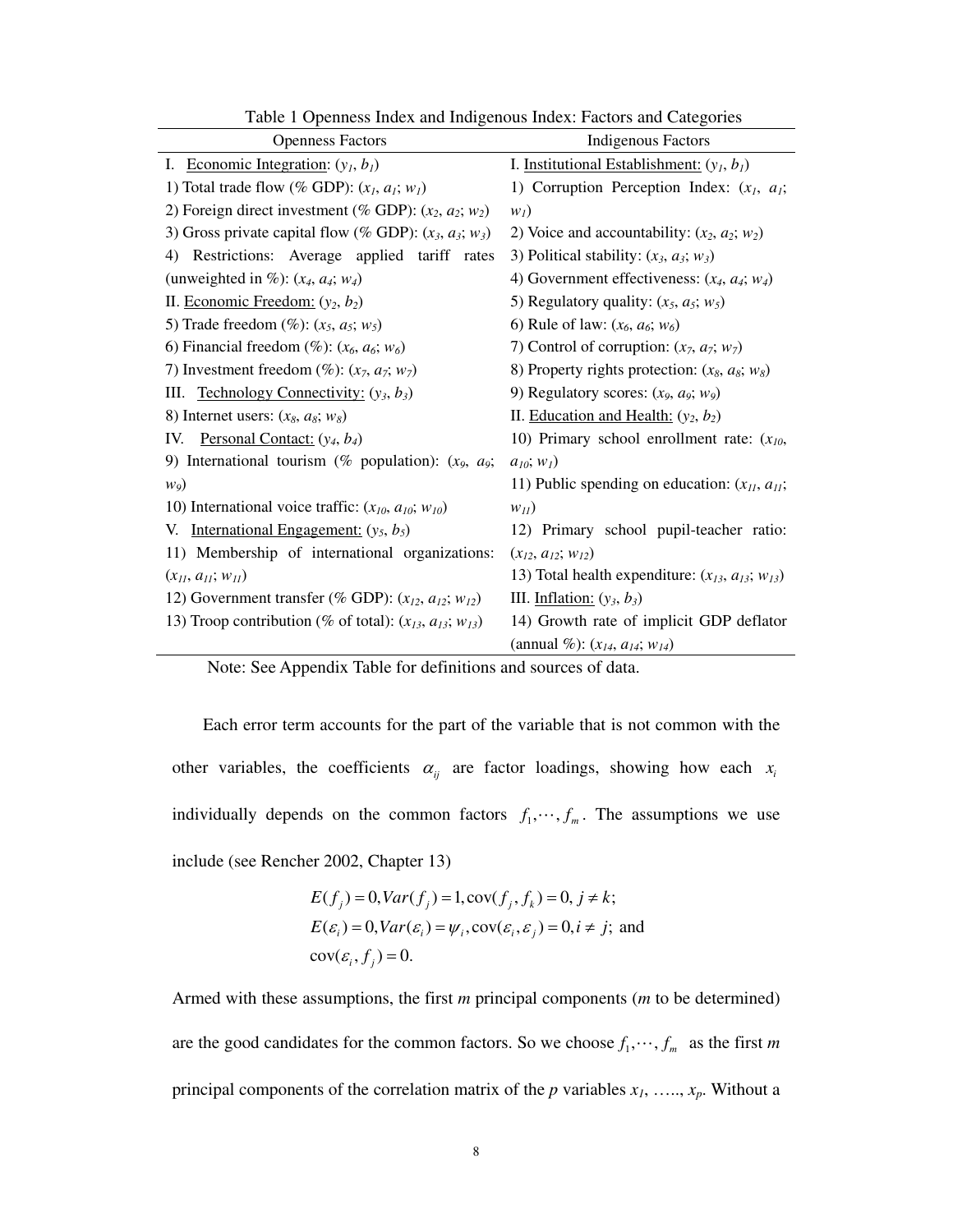Table 1 Openness Index and Indigenous Index: Factors and Categories

| Openness Factors | Indigenous Factors |
|---|---|
| I. Economic Integration: ($y_1$, $b_1$) | I. Institutional Establishment: ($y_1$, $b_1$) |
| 1) Total trade flow (% GDP): ($x_1$, $a_1$; $w_1$) | 1) Corruption Perception Index: ($x_1$, $a_1$; $w_1$) |
| 2) Foreign direct investment (% GDP): ($x_2$, $a_2$; $w_2$) | 2) Voice and accountability: ($x_2$, $a_2$; $w_2$) |
| 3) Gross private capital flow (% GDP): ($x_3$, $a_3$; $w_3$) | 3) Political stability: ($x_3$, $a_3$; $w_3$) |
| 4) Restrictions: Average applied tariff rates (unweighted in %): ($x_4$, $a_4$; $w_4$) | 4) Government effectiveness: ($x_4$, $a_4$; $w_4$) |
| II. Economic Freedom: ($y_2$, $b_2$) | 5) Regulatory quality: ($x_5$, $a_5$; $w_5$) |
| 5) Trade freedom (%): ($x_5$, $a_5$; $w_5$) | 6) Rule of law: ($x_6$, $a_6$; $w_6$) |
| 6) Financial freedom (%): ($x_6$, $a_6$; $w_6$) | 7) Control of corruption: ($x_7$, $a_7$; $w_7$) |
| 7) Investment freedom (%): ($x_7$, $a_7$; $w_7$) | 8) Property rights protection: ($x_8$, $a_8$; $w_8$) |
| III. Technology Connectivity: ($y_3$, $b_3$) | 9) Regulatory scores: ($x_9$, $a_9$; $w_9$) |
| 8) Internet users: ($x_8$, $a_8$; $w_8$) | II. Education and Health: ($y_2$, $b_2$) |
| IV. Personal Contact: ($y_4$, $b_4$) | 10) Primary school enrollment rate: ($x_{10}$, $a_{10}$; $w_1$) |
| 9) International tourism (% population): ($x_9$, $a_9$; $w_9$) | 11) Public spending on education: ($x_{11}$, $a_{11}$; $w_{11}$) |
| 10) International voice traffic: ($x_{10}$, $a_{10}$; $w_{10}$) | 12) Primary school pupil-teacher ratio: ($x_{12}$, $a_{12}$; $w_{12}$) |
| V. International Engagement: ($y_5$, $b_5$) | 13) Total health expenditure: ($x_{13}$, $a_{13}$; $w_{13}$) |
| 11) Membership of international organizations: ($x_{11}$, $a_{11}$; $w_{11}$) | III. Inflation: ($y_3$, $b_3$) |
| 12) Government transfer (% GDP): ($x_{12}$, $a_{12}$; $w_{12}$) | 14) Growth rate of implicit GDP deflator (annual %): ($x_{14}$, $a_{14}$; $w_{14}$) |
| 13) Troop contribution (% of total): ($x_{13}$, $a_{13}$; $w_{13}$) | |

Note: See Appendix Table for definitions and sources of data.

Each error term accounts for the part of the variable that is not common with the other variables, the coefficients $\alpha_{ij}$ are factor loadings, showing how each $x_i$ individually depends on the common factors $f_1, \cdots, f_m$. The assumptions we use include (see Rencher 2002, Chapter 13)

$$E(f_j) = 0, Var(f_j) = 1, \text{cov}(f_j, f_k) = 0, j \neq k;$$
$$E(\varepsilon_i) = 0, Var(\varepsilon_i) = \psi_i, \text{cov}(\varepsilon_i, \varepsilon_j) = 0, i \neq j; \text{ and}$$
$$\text{cov}(\varepsilon_i, f_j) = 0.$$

Armed with these assumptions, the first *m* principal components (*m* to be determined) are the good candidates for the common factors. So we choose $f_1, \cdots, f_m$ as the first *m* principal components of the correlation matrix of the *p* variables $x_1$, ….., $x_p$. Without a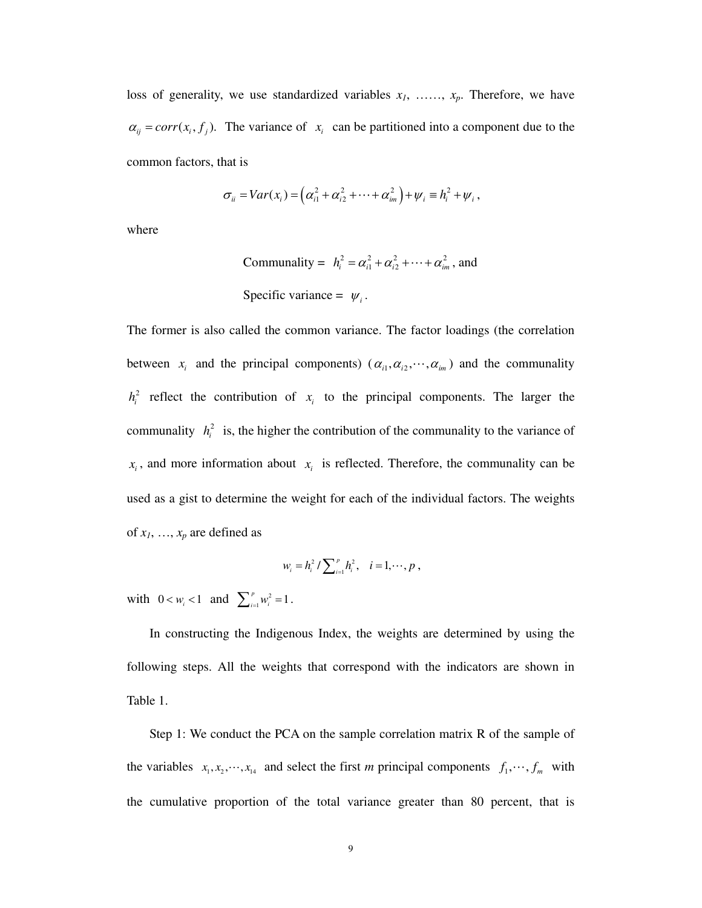loss of generality, we use standardized variables $x_1$, ……, $x_p$. Therefore, we have $\alpha_{ij} = corr(x_i, f_j)$. The variance of $x_i$ can be partitioned into a component due to the common factors, that is

$$\sigma_{ii} = Var(x_i) = \left(\alpha_{i1}^2 + \alpha_{i2}^2 + \cdots + \alpha_{im}^2\right) + \psi_i \equiv h_i^2 + \psi_i ,$$

where

Communality = $h_i^2 = \alpha_{i1}^2 + \alpha_{i2}^2 + \cdots + \alpha_{im}^2$, and

Specific variance = $\psi_i$.

The former is also called the common variance. The factor loadings (the correlation between $x_i$ and the principal components) ($\alpha_{i1}, \alpha_{i2}, \cdots, \alpha_{im}$) and the communality $h_i^2$ reflect the contribution of $x_i$ to the principal components. The larger the communality $h_i^2$ is, the higher the contribution of the communality to the variance of $x_i$, and more information about $x_i$ is reflected. Therefore, the communality can be used as a gist to determine the weight for each of the individual factors. The weights of $x_1$, …, $x_p$ are defined as

$$w_i = h_i^2 / \sum_{i=1}^{p} h_i^2, \quad i = 1, \cdots, p ,$$

with $0 < w_i < 1$ and $\sum_{i=1}^{p} w_i^2 = 1$.

In constructing the Indigenous Index, the weights are determined by using the following steps. All the weights that correspond with the indicators are shown in Table 1.

Step 1: We conduct the PCA on the sample correlation matrix R of the sample of the variables $x_1, x_2, \cdots, x_{14}$ and select the first *m* principal components $f_1, \cdots, f_m$ with the cumulative proportion of the total variance greater than 80 percent, that is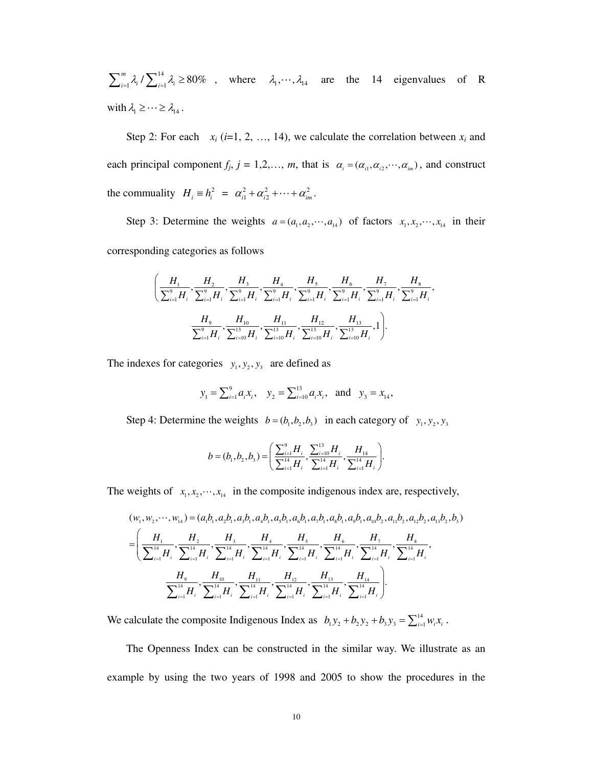$\sum_{i=1}^{m}\lambda_i / \sum_{i=1}^{14}\lambda_i \geq 80\%$ , where $\lambda_1,\cdots,\lambda_{14}$ are the 14 eigenvalues of R with $\lambda_1 \geq \cdots \geq \lambda_{14}$.

Step 2: For each $x_i$ ($i$=1, 2, …, 14), we calculate the correlation between $x_i$ and each principal component $f_j$, $j$ = 1,2,…, $m$, that is $\alpha_i = (\alpha_{i1}, \alpha_{i2}, \cdots, \alpha_{im})$, and construct the commuality $H_i \equiv h_i^2 = \alpha_{i1}^2 + \alpha_{i2}^2 + \cdots + \alpha_{im}^2$.

Step 3: Determine the weights $a = (a_1, a_2, \cdots, a_{14})$ of factors $x_1, x_2, \cdots, x_{14}$ in their corresponding categories as follows

$$\left( \frac{H_1}{\sum_{i=1}^{9} H_i}, \frac{H_2}{\sum_{i=1}^{9} H_i}, \frac{H_3}{\sum_{i=1}^{9} H_i}, \frac{H_4}{\sum_{i=1}^{9} H_i}, \frac{H_5}{\sum_{i=1}^{9} H_i}, \frac{H_6}{\sum_{i=1}^{9} H_i}, \frac{H_7}{\sum_{i=1}^{9} H_i}, \frac{H_8}{\sum_{i=1}^{9} H_i}, \right.$$

$$\left. \frac{H_9}{\sum_{i=1}^{9} H_i}, \frac{H_{10}}{\sum_{i=10}^{13} H_i}, \frac{H_{11}}{\sum_{i=10}^{13} H_i}, \frac{H_{12}}{\sum_{i=10}^{13} H_i}, \frac{H_{13}}{\sum_{i=10}^{13} H_i}, 1 \right).$$

The indexes for categories $y_1, y_2, y_3$ are defined as

$$y_1 = \sum_{i=1}^{9} a_i x_i, \quad y_2 = \sum_{i=10}^{13} a_i x_i, \quad \text{and} \quad y_3 = x_{14},$$

Step 4: Determine the weights $b = (b_1, b_2, b_3)$ in each category of $y_1, y_2, y_3$

$$b = (b_1, b_2, b_3) = \left( \frac{\sum_{i=1}^{9} H_i}{\sum_{i=1}^{14} H_i}, \frac{\sum_{i=10}^{13} H_i}{\sum_{i=1}^{14} H_i}, \frac{H_{14}}{\sum_{i=1}^{14} H_i} \right).$$

The weights of $x_1, x_2, \cdots, x_{14}$ in the composite indigenous index are, respectively,

$$(w_1, w_2, \cdots, w_{14}) = (a_1 b_1, a_2 b_1, a_3 b_1, a_4 b_1, a_5 b_1, a_6 b_1, a_7 b_1, a_8 b_1, a_9 b_1, a_{10} b_2, a_{11} b_2, a_{12} b_2, a_{13} b_2, b_3)$$

$$= \left( \frac{H_1}{\sum_{i=1}^{14} H_i}, \frac{H_2}{\sum_{i=1}^{14} H_i}, \frac{H_3}{\sum_{i=1}^{14} H_i}, \frac{H_4}{\sum_{i=1}^{14} H_i}, \frac{H_5}{\sum_{i=1}^{14} H_i}, \frac{H_6}{\sum_{i=1}^{14} H_i}, \frac{H_7}{\sum_{i=1}^{14} H_i}, \frac{H_8}{\sum_{i=1}^{14} H_i}, \right.$$

$$\left. \frac{H_9}{\sum_{i=1}^{14} H_i}, \frac{H_{10}}{\sum_{i=1}^{14} H_i}, \frac{H_{11}}{\sum_{i=1}^{14} H_i}, \frac{H_{12}}{\sum_{i=1}^{14} H_i}, \frac{H_{13}}{\sum_{i=1}^{14} H_i}, \frac{H_{14}}{\sum_{i=1}^{14} H_i} \right).$$

We calculate the composite Indigenous Index as $b_1 y_2 + b_2 y_2 + b_3 y_3 = \sum_{i=1}^{14} w_i x_i$ .

The Openness Index can be constructed in the similar way. We illustrate as an example by using the two years of 1998 and 2005 to show the procedures in the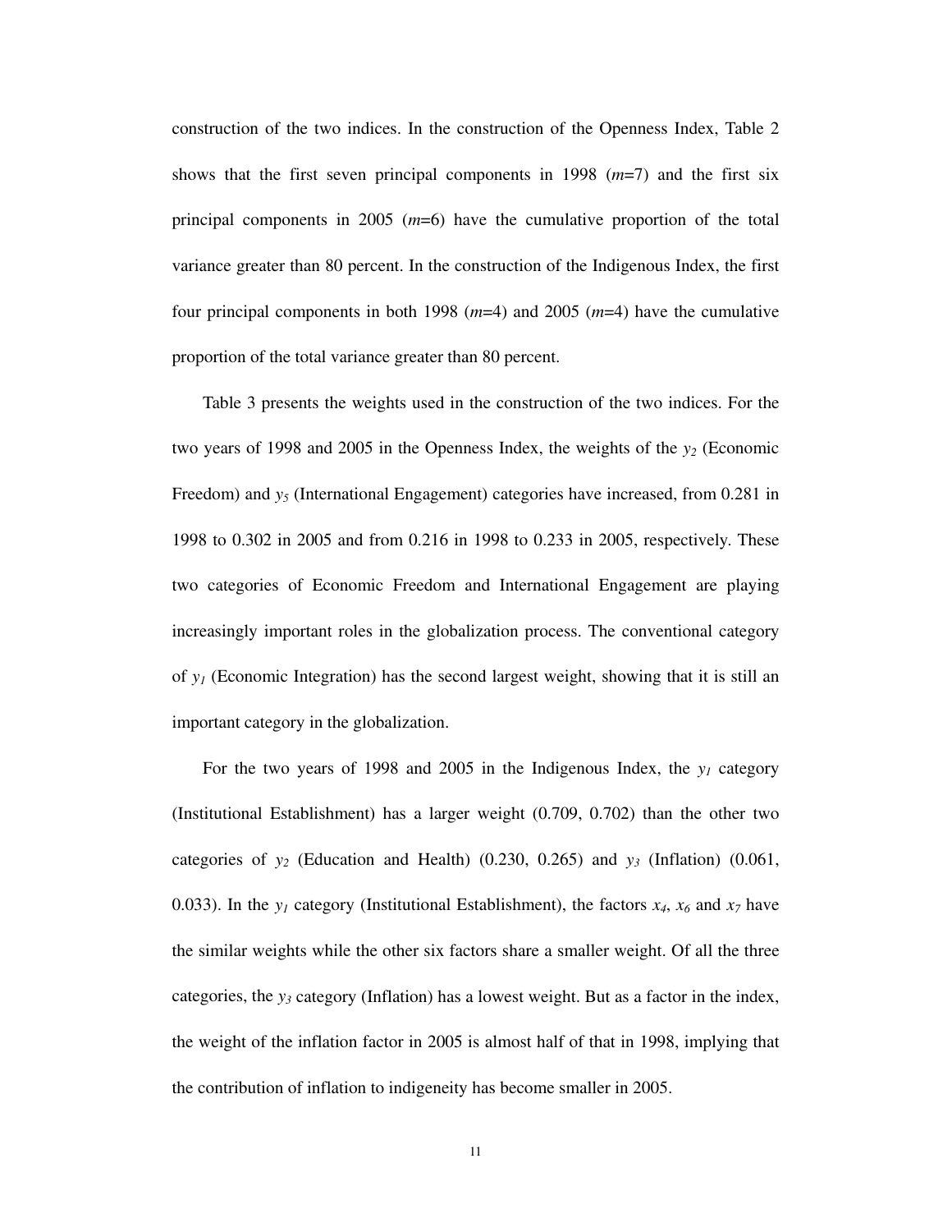construction of the two indices. In the construction of the Openness Index, Table 2 shows that the first seven principal components in 1998 ($m$=7) and the first six principal components in 2005 ($m$=6) have the cumulative proportion of the total variance greater than 80 percent. In the construction of the Indigenous Index, the first four principal components in both 1998 ($m$=4) and 2005 ($m$=4) have the cumulative proportion of the total variance greater than 80 percent.

Table 3 presents the weights used in the construction of the two indices. For the two years of 1998 and 2005 in the Openness Index, the weights of the $y_2$ (Economic Freedom) and $y_5$ (International Engagement) categories have increased, from 0.281 in 1998 to 0.302 in 2005 and from 0.216 in 1998 to 0.233 in 2005, respectively. These two categories of Economic Freedom and International Engagement are playing increasingly important roles in the globalization process. The conventional category of $y_1$ (Economic Integration) has the second largest weight, showing that it is still an important category in the globalization.

For the two years of 1998 and 2005 in the Indigenous Index, the $y_1$ category (Institutional Establishment) has a larger weight (0.709, 0.702) than the other two categories of $y_2$ (Education and Health) (0.230, 0.265) and $y_3$ (Inflation) (0.061, 0.033). In the $y_1$ category (Institutional Establishment), the factors $x_4$, $x_6$ and $x_7$ have the similar weights while the other six factors share a smaller weight. Of all the three categories, the $y_3$ category (Inflation) has a lowest weight. But as a factor in the index, the weight of the inflation factor in 2005 is almost half of that in 1998, implying that the contribution of inflation to indigeneity has become smaller in 2005.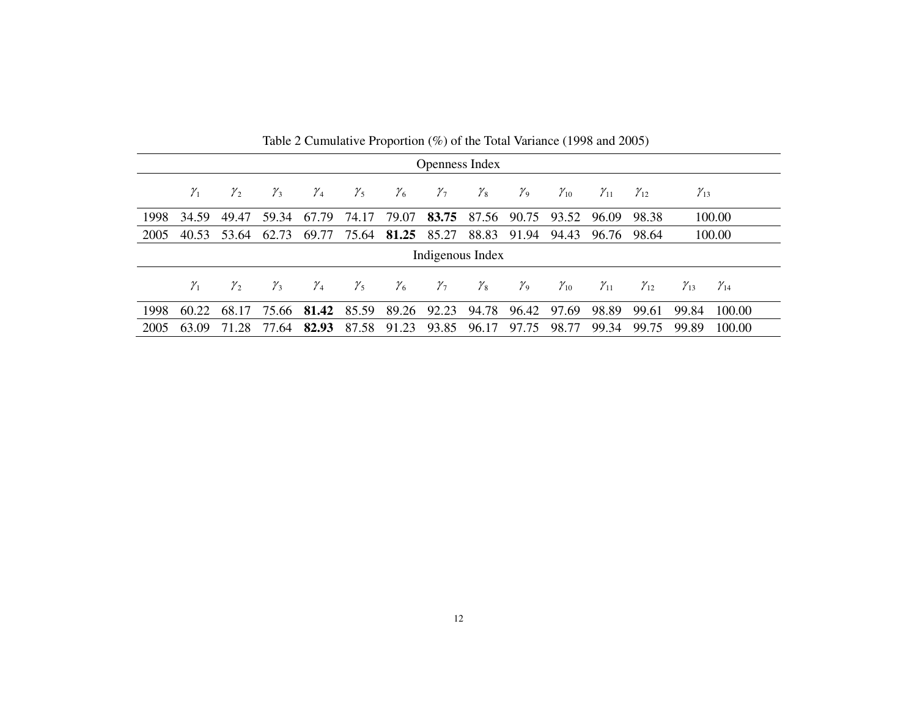Table 2 Cumulative Proportion (%) of the Total Variance (1998 and 2005)

| Openness Index | | | | | | | | | | | | | |
|---|---|---|---|---|---|---|---|---|---|---|---|---|---|
| | $\gamma_1$ | $\gamma_2$ | $\gamma_3$ | $\gamma_4$ | $\gamma_5$ | $\gamma_6$ | $\gamma_7$ | $\gamma_8$ | $\gamma_9$ | $\gamma_{10}$ | $\gamma_{11}$ | $\gamma_{12}$ | $\gamma_{13}$ |
| 1998 | 34.59 | 49.47 | 59.34 | 67.79 | 74.17 | 79.07 | **83.75** | 87.56 | 90.75 | 93.52 | 96.09 | 98.38 | 100.00 |
| 2005 | 40.53 | 53.64 | 62.73 | 69.77 | 75.64 | **81.25** | 85.27 | 88.83 | 91.94 | 94.43 | 96.76 | 98.64 | 100.00 |

| Indigenous Index | | | | | | | | | | | | | | |
|---|---|---|---|---|---|---|---|---|---|---|---|---|---|---|
| | $\gamma_1$ | $\gamma_2$ | $\gamma_3$ | $\gamma_4$ | $\gamma_5$ | $\gamma_6$ | $\gamma_7$ | $\gamma_8$ | $\gamma_9$ | $\gamma_{10}$ | $\gamma_{11}$ | $\gamma_{12}$ | $\gamma_{13}$ | $\gamma_{14}$ |
| 1998 | 60.22 | 68.17 | 75.66 | **81.42** | 85.59 | 89.26 | 92.23 | 94.78 | 96.42 | 97.69 | 98.89 | 99.61 | 99.84 | 100.00 |
| 2005 | 63.09 | 71.28 | 77.64 | **82.93** | 87.58 | 91.23 | 93.85 | 96.17 | 97.75 | 98.77 | 99.34 | 99.75 | 99.89 | 100.00 |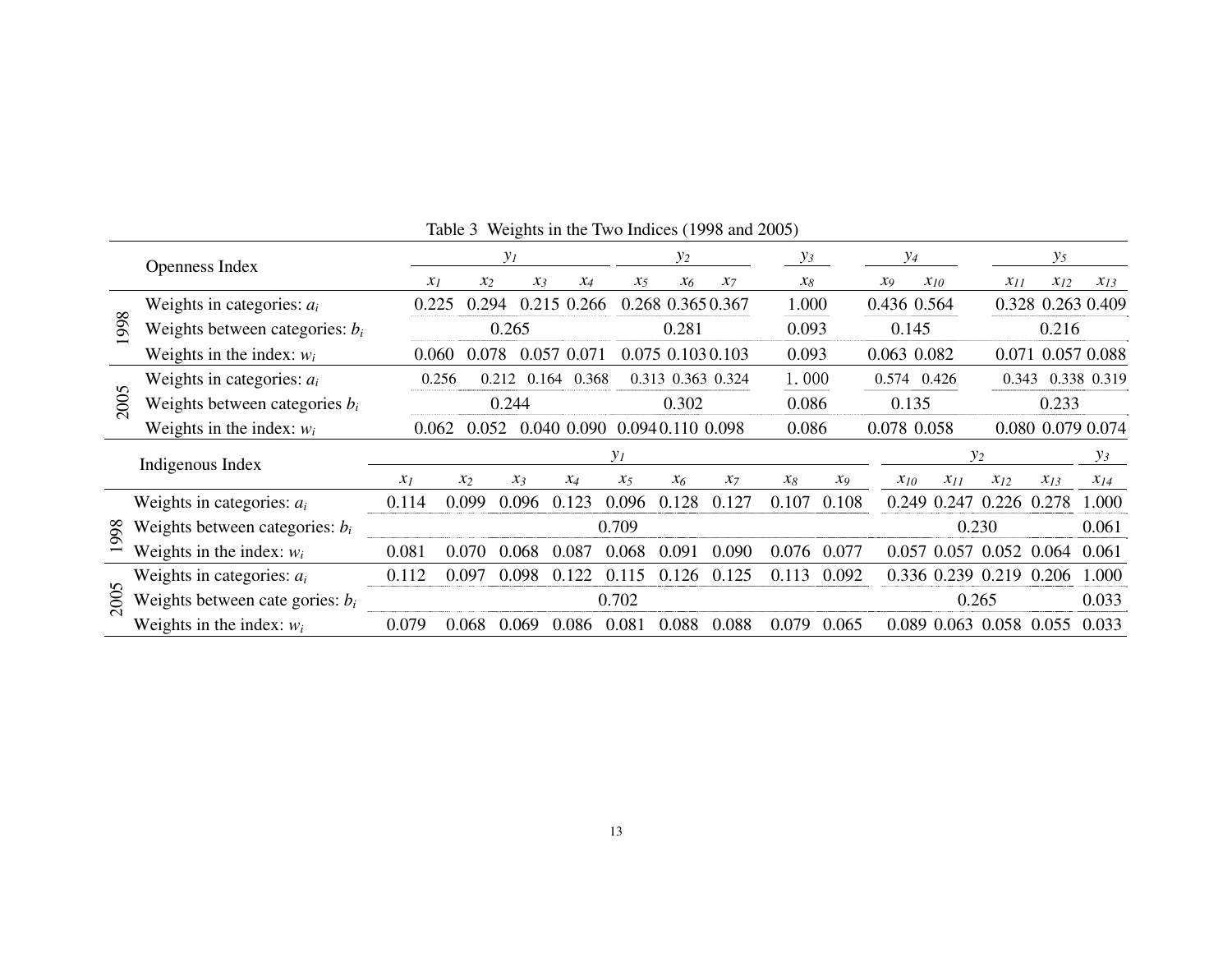Table 3 Weights in the Two Indices (1998 and 2005)

| | Openness Index | $y_1$ | | | | $y_2$ | | | $y_3$ | $y_4$ | | $y_5$ | | |
|---|---|---|---|---|---|---|---|---|---|---|---|---|---|---|
| | | $x_1$ | $x_2$ | $x_3$ | $x_4$ | $x_5$ | $x_6$ | $x_7$ | $x_8$ | $x_9$ | $x_{10}$ | $x_{11}$ | $x_{12}$ | $x_{13}$ |
| 1998 | Weights in categories: $a_i$ | 0.225 | 0.294 | 0.215 | 0.266 | 0.268 | 0.365 | 0.367 | 1.000 | 0.436 | 0.564 | 0.328 | 0.263 | 0.409 |
| | Weights between categories: $b_i$ | 0.265 | | | | 0.281 | | | 0.093 | 0.145 | | 0.216 | | |
| | Weights in the index: $w_i$ | 0.060 | 0.078 | 0.057 | 0.071 | 0.075 | 0.103 | 0.103 | 0.093 | 0.063 | 0.082 | 0.071 | 0.057 | 0.088 |
| 2005 | Weights in categories: $a_i$ | 0.256 | 0.212 | 0.164 | 0.368 | 0.313 | 0.363 | 0.324 | 1.000 | 0.574 | 0.426 | 0.343 | 0.338 | 0.319 |
| | Weights between categories $b_i$ | 0.244 | | | | 0.302 | | | 0.086 | 0.135 | | 0.233 | | |
| | Weights in the index: $w_i$ | 0.062 | 0.052 | 0.040 | 0.090 | 0.094 | 0.110 | 0.098 | 0.086 | 0.078 | 0.058 | 0.080 | 0.079 | 0.074 |

| | Indigenous Index | $y_1$ | | | | | | | | | $y_2$ | | | | $y_3$ |
|---|---|---|---|---|---|---|---|---|---|---|---|---|---|---|---|
| | | $x_1$ | $x_2$ | $x_3$ | $x_4$ | $x_5$ | $x_6$ | $x_7$ | $x_8$ | $x_9$ | $x_{10}$ | $x_{11}$ | $x_{12}$ | $x_{13}$ | $x_{14}$ |
| 1998 | Weights in categories: $a_i$ | 0.114 | 0.099 | 0.096 | 0.123 | 0.096 | 0.128 | 0.127 | 0.107 | 0.108 | 0.249 | 0.247 | 0.226 | 0.278 | 1.000 |
| | Weights between categories: $b_i$ | 0.709 | | | | | | | | | 0.230 | | | | 0.061 |
| | Weights in the index: $w_i$ | 0.081 | 0.070 | 0.068 | 0.087 | 0.068 | 0.091 | 0.090 | 0.076 | 0.077 | 0.057 | 0.057 | 0.052 | 0.064 | 0.061 |
| 2005 | Weights in categories: $a_i$ | 0.112 | 0.097 | 0.098 | 0.122 | 0.115 | 0.126 | 0.125 | 0.113 | 0.092 | 0.336 | 0.239 | 0.219 | 0.206 | 1.000 |
| | Weights between cate gories: $b_i$ | 0.702 | | | | | | | | | 0.265 | | | | 0.033 |
| | Weights in the index: $w_i$ | 0.079 | 0.068 | 0.069 | 0.086 | 0.081 | 0.088 | 0.088 | 0.079 | 0.065 | 0.089 | 0.063 | 0.058 | 0.055 | 0.033 |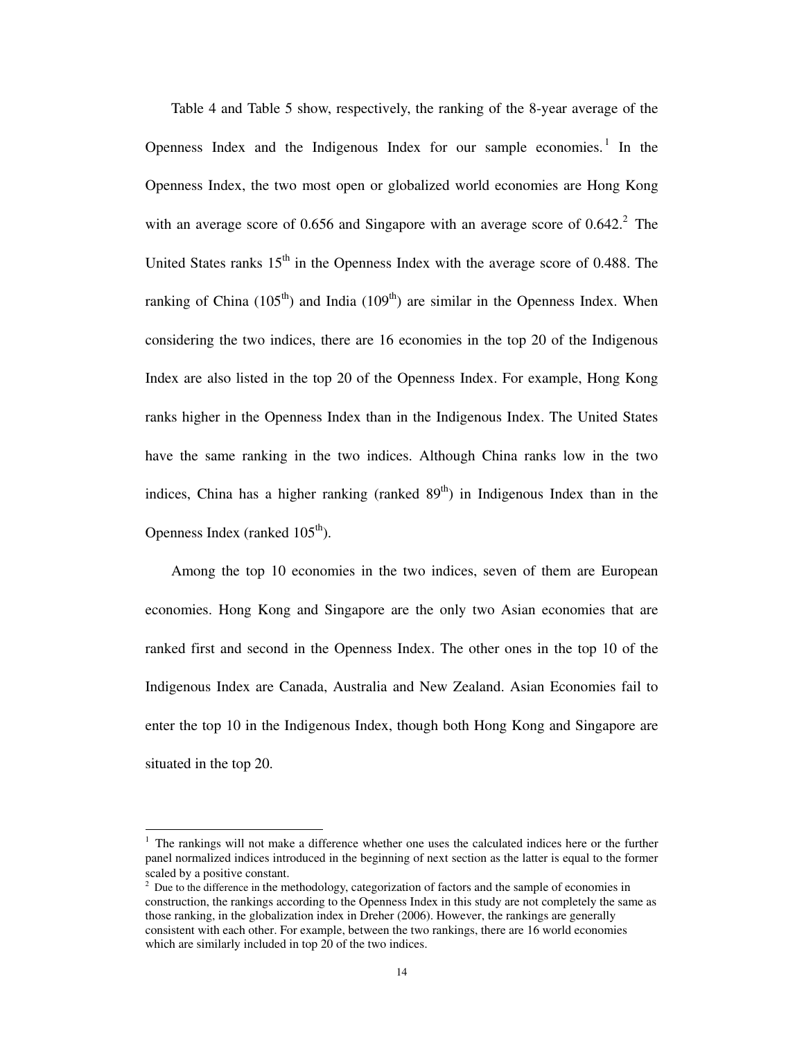Table 4 and Table 5 show, respectively, the ranking of the 8-year average of the Openness Index and the Indigenous Index for our sample economies.[1] In the Openness Index, the two most open or globalized world economies are Hong Kong with an average score of 0.656 and Singapore with an average score of 0.642.[2] The United States ranks 15th in the Openness Index with the average score of 0.488. The ranking of China (105th) and India (109th) are similar in the Openness Index. When considering the two indices, there are 16 economies in the top 20 of the Indigenous Index are also listed in the top 20 of the Openness Index. For example, Hong Kong ranks higher in the Openness Index than in the Indigenous Index. The United States have the same ranking in the two indices. Although China ranks low in the two indices, China has a higher ranking (ranked 89th) in Indigenous Index than in the Openness Index (ranked 105th).

Among the top 10 economies in the two indices, seven of them are European economies. Hong Kong and Singapore are the only two Asian economies that are ranked first and second in the Openness Index. The other ones in the top 10 of the Indigenous Index are Canada, Australia and New Zealand. Asian Economies fail to enter the top 10 in the Indigenous Index, though both Hong Kong and Singapore are situated in the top 20.

---

[1] The rankings will not make a difference whether one uses the calculated indices here or the further panel normalized indices introduced in the beginning of next section as the latter is equal to the former scaled by a positive constant.

[2] Due to the difference in the methodology, categorization of factors and the sample of economies in construction, the rankings according to the Openness Index in this study are not completely the same as those ranking, in the globalization index in Dreher (2006). However, the rankings are generally consistent with each other. For example, between the two rankings, there are 16 world economies which are similarly included in top 20 of the two indices.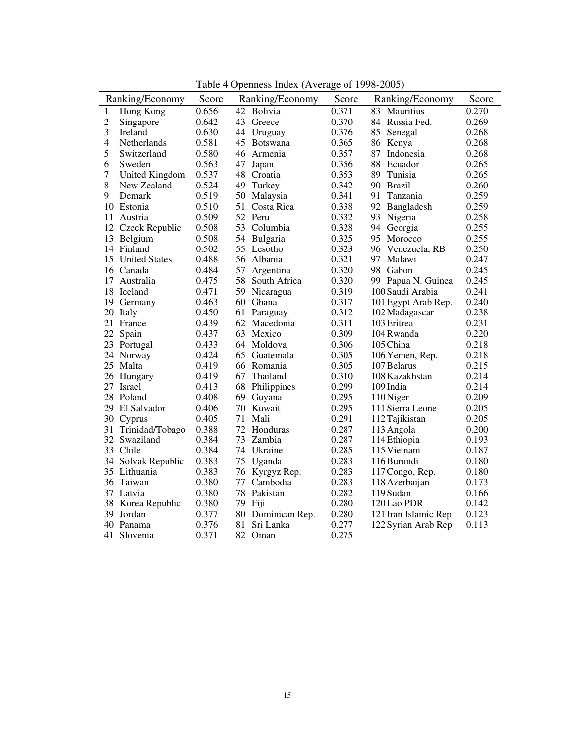Table 4 Openness Index (Average of 1998-2005)

| Ranking/Economy | Score | Ranking/Economy | Score | Ranking/Economy | Score |
|---|---|---|---|---|---|
| 1 Hong Kong | 0.656 | 42 Bolivia | 0.371 | 83 Mauritius | 0.270 |
| 2 Singapore | 0.642 | 43 Greece | 0.370 | 84 Russia Fed. | 0.269 |
| 3 Ireland | 0.630 | 44 Uruguay | 0.376 | 85 Senegal | 0.268 |
| 4 Netherlands | 0.581 | 45 Botswana | 0.365 | 86 Kenya | 0.268 |
| 5 Switzerland | 0.580 | 46 Armenia | 0.357 | 87 Indonesia | 0.268 |
| 6 Sweden | 0.563 | 47 Japan | 0.356 | 88 Ecuador | 0.265 |
| 7 United Kingdom | 0.537 | 48 Croatia | 0.353 | 89 Tunisia | 0.265 |
| 8 New Zealand | 0.524 | 49 Turkey | 0.342 | 90 Brazil | 0.260 |
| 9 Demark | 0.519 | 50 Malaysia | 0.341 | 91 Tanzania | 0.259 |
| 10 Estonia | 0.510 | 51 Costa Rica | 0.338 | 92 Bangladesh | 0.259 |
| 11 Austria | 0.509 | 52 Peru | 0.332 | 93 Nigeria | 0.258 |
| 12 Czeck Republic | 0.508 | 53 Columbia | 0.328 | 94 Georgia | 0.255 |
| 13 Belgium | 0.508 | 54 Bulgaria | 0.325 | 95 Morocco | 0.255 |
| 14 Finland | 0.502 | 55 Lesotho | 0.323 | 96 Venezuela, RB | 0.250 |
| 15 United States | 0.488 | 56 Albania | 0.321 | 97 Malawi | 0.247 |
| 16 Canada | 0.484 | 57 Argentina | 0.320 | 98 Gabon | 0.245 |
| 17 Australia | 0.475 | 58 South Africa | 0.320 | 99 Papua N. Guinea | 0.245 |
| 18 Iceland | 0.471 | 59 Nicaragua | 0.319 | 100 Saudi Arabia | 0.241 |
| 19 Germany | 0.463 | 60 Ghana | 0.317 | 101 Egypt Arab Rep. | 0.240 |
| 20 Italy | 0.450 | 61 Paraguay | 0.312 | 102 Madagascar | 0.238 |
| 21 France | 0.439 | 62 Macedonia | 0.311 | 103 Eritrea | 0.231 |
| 22 Spain | 0.437 | 63 Mexico | 0.309 | 104 Rwanda | 0.220 |
| 23 Portugal | 0.433 | 64 Moldova | 0.306 | 105 China | 0.218 |
| 24 Norway | 0.424 | 65 Guatemala | 0.305 | 106 Yemen, Rep. | 0.218 |
| 25 Malta | 0.419 | 66 Romania | 0.305 | 107 Belarus | 0.215 |
| 26 Hungary | 0.419 | 67 Thailand | 0.310 | 108 Kazakhstan | 0.214 |
| 27 Israel | 0.413 | 68 Philippines | 0.299 | 109 India | 0.214 |
| 28 Poland | 0.408 | 69 Guyana | 0.295 | 110 Niger | 0.209 |
| 29 El Salvador | 0.406 | 70 Kuwait | 0.295 | 111 Sierra Leone | 0.205 |
| 30 Cyprus | 0.405 | 71 Mali | 0.291 | 112 Tajikistan | 0.205 |
| 31 Trinidad/Tobago | 0.388 | 72 Honduras | 0.287 | 113 Angola | 0.200 |
| 32 Swaziland | 0.384 | 73 Zambia | 0.287 | 114 Ethiopia | 0.193 |
| 33 Chile | 0.384 | 74 Ukraine | 0.285 | 115 Vietnam | 0.187 |
| 34 Solvak Republic | 0.383 | 75 Uganda | 0.283 | 116 Burundi | 0.180 |
| 35 Lithuania | 0.383 | 76 Kyrgyz Rep. | 0.283 | 117 Congo, Rep. | 0.180 |
| 36 Taiwan | 0.380 | 77 Cambodia | 0.283 | 118 Azerbaijan | 0.173 |
| 37 Latvia | 0.380 | 78 Pakistan | 0.282 | 119 Sudan | 0.166 |
| 38 Korea Republic | 0.380 | 79 Fiji | 0.280 | 120 Lao PDR | 0.142 |
| 39 Jordan | 0.377 | 80 Dominican Rep. | 0.280 | 121 Iran Islamic Rep | 0.123 |
| 40 Panama | 0.376 | 81 Sri Lanka | 0.277 | 122 Syrian Arab Rep | 0.113 |
| 41 Slovenia | 0.371 | 82 Oman | 0.275 | | |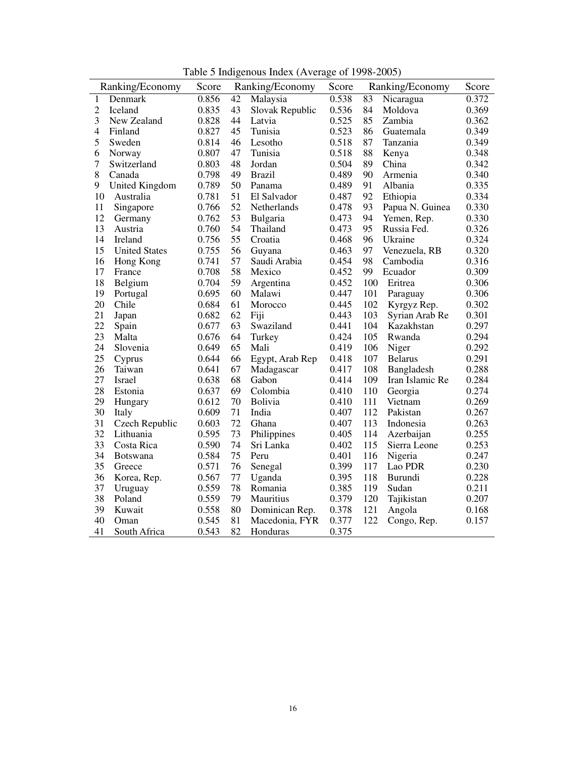Table 5 Indigenous Index (Average of 1998-2005)

| Ranking/Economy | | Score | Ranking/Economy | | Score | Ranking/Economy | | Score |
|---|---|---|---|---|---|---|---|---|
| 1 | Denmark | 0.856 | 42 | Malaysia | 0.538 | 83 | Nicaragua | 0.372 |
| 2 | Iceland | 0.835 | 43 | Slovak Republic | 0.536 | 84 | Moldova | 0.369 |
| 3 | New Zealand | 0.828 | 44 | Latvia | 0.525 | 85 | Zambia | 0.362 |
| 4 | Finland | 0.827 | 45 | Tunisia | 0.523 | 86 | Guatemala | 0.349 |
| 5 | Sweden | 0.814 | 46 | Lesotho | 0.518 | 87 | Tanzania | 0.349 |
| 6 | Norway | 0.807 | 47 | Tunisia | 0.518 | 88 | Kenya | 0.348 |
| 7 | Switzerland | 0.803 | 48 | Jordan | 0.504 | 89 | China | 0.342 |
| 8 | Canada | 0.798 | 49 | Brazil | 0.489 | 90 | Armenia | 0.340 |
| 9 | United Kingdom | 0.789 | 50 | Panama | 0.489 | 91 | Albania | 0.335 |
| 10 | Australia | 0.781 | 51 | El Salvador | 0.487 | 92 | Ethiopia | 0.334 |
| 11 | Singapore | 0.766 | 52 | Netherlands | 0.478 | 93 | Papua N. Guinea | 0.330 |
| 12 | Germany | 0.762 | 53 | Bulgaria | 0.473 | 94 | Yemen, Rep. | 0.330 |
| 13 | Austria | 0.760 | 54 | Thailand | 0.473 | 95 | Russia Fed. | 0.326 |
| 14 | Ireland | 0.756 | 55 | Croatia | 0.468 | 96 | Ukraine | 0.324 |
| 15 | United States | 0.755 | 56 | Guyana | 0.463 | 97 | Venezuela, RB | 0.320 |
| 16 | Hong Kong | 0.741 | 57 | Saudi Arabia | 0.454 | 98 | Cambodia | 0.316 |
| 17 | France | 0.708 | 58 | Mexico | 0.452 | 99 | Ecuador | 0.309 |
| 18 | Belgium | 0.704 | 59 | Argentina | 0.452 | 100 | Eritrea | 0.306 |
| 19 | Portugal | 0.695 | 60 | Malawi | 0.447 | 101 | Paraguay | 0.306 |
| 20 | Chile | 0.684 | 61 | Morocco | 0.445 | 102 | Kyrgyz Rep. | 0.302 |
| 21 | Japan | 0.682 | 62 | Fiji | 0.443 | 103 | Syrian Arab Re | 0.301 |
| 22 | Spain | 0.677 | 63 | Swaziland | 0.441 | 104 | Kazakhstan | 0.297 |
| 23 | Malta | 0.676 | 64 | Turkey | 0.424 | 105 | Rwanda | 0.294 |
| 24 | Slovenia | 0.649 | 65 | Mali | 0.419 | 106 | Niger | 0.292 |
| 25 | Cyprus | 0.644 | 66 | Egypt, Arab Rep | 0.418 | 107 | Belarus | 0.291 |
| 26 | Taiwan | 0.641 | 67 | Madagascar | 0.417 | 108 | Bangladesh | 0.288 |
| 27 | Israel | 0.638 | 68 | Gabon | 0.414 | 109 | Iran Islamic Re | 0.284 |
| 28 | Estonia | 0.637 | 69 | Colombia | 0.410 | 110 | Georgia | 0.274 |
| 29 | Hungary | 0.612 | 70 | Bolivia | 0.410 | 111 | Vietnam | 0.269 |
| 30 | Italy | 0.609 | 71 | India | 0.407 | 112 | Pakistan | 0.267 |
| 31 | Czech Republic | 0.603 | 72 | Ghana | 0.407 | 113 | Indonesia | 0.263 |
| 32 | Lithuania | 0.595 | 73 | Philippines | 0.405 | 114 | Azerbaijan | 0.255 |
| 33 | Costa Rica | 0.590 | 74 | Sri Lanka | 0.402 | 115 | Sierra Leone | 0.253 |
| 34 | Botswana | 0.584 | 75 | Peru | 0.401 | 116 | Nigeria | 0.247 |
| 35 | Greece | 0.571 | 76 | Senegal | 0.399 | 117 | Lao PDR | 0.230 |
| 36 | Korea, Rep. | 0.567 | 77 | Uganda | 0.395 | 118 | Burundi | 0.228 |
| 37 | Uruguay | 0.559 | 78 | Romania | 0.385 | 119 | Sudan | 0.211 |
| 38 | Poland | 0.559 | 79 | Mauritius | 0.379 | 120 | Tajikistan | 0.207 |
| 39 | Kuwait | 0.558 | 80 | Dominican Rep. | 0.378 | 121 | Angola | 0.168 |
| 40 | Oman | 0.545 | 81 | Macedonia, FYR | 0.377 | 122 | Congo, Rep. | 0.157 |
| 41 | South Africa | 0.543 | 82 | Honduras | 0.375 | | | |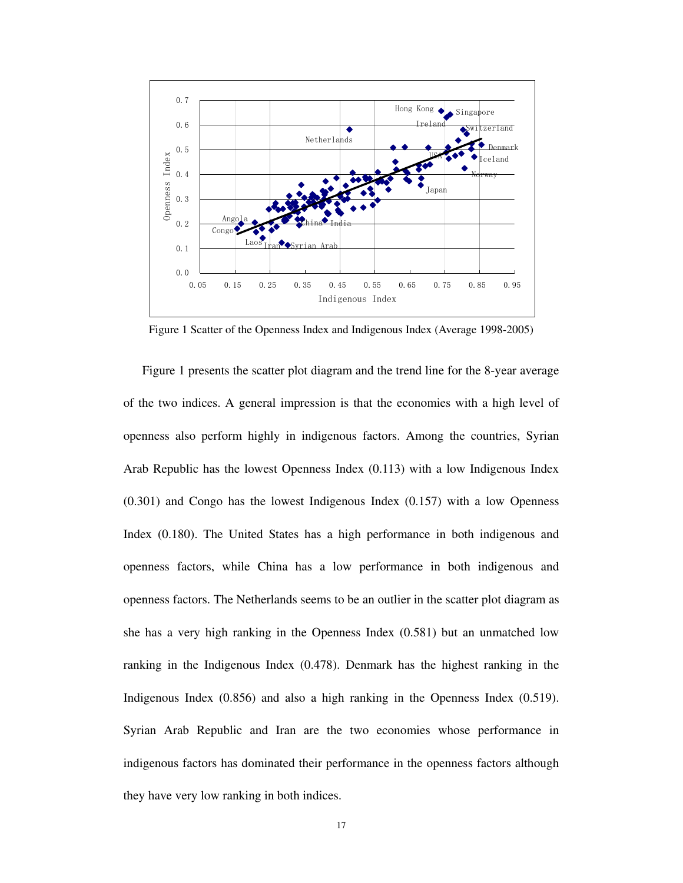Figure 1 Scatter of the Openness Index and Indigenous Index (Average 1998-2005)

Figure 1 presents the scatter plot diagram and the trend line for the 8-year average of the two indices. A general impression is that the economies with a high level of openness also perform highly in indigenous factors. Among the countries, Syrian Arab Republic has the lowest Openness Index (0.113) with a low Indigenous Index (0.301) and Congo has the lowest Indigenous Index (0.157) with a low Openness Index (0.180). The United States has a high performance in both indigenous and openness factors, while China has a low performance in both indigenous and openness factors. The Netherlands seems to be an outlier in the scatter plot diagram as she has a very high ranking in the Openness Index (0.581) but an unmatched low ranking in the Indigenous Index (0.478). Denmark has the highest ranking in the Indigenous Index (0.856) and also a high ranking in the Openness Index (0.519). Syrian Arab Republic and Iran are the two economies whose performance in indigenous factors has dominated their performance in the openness factors although they have very low ranking in both indices.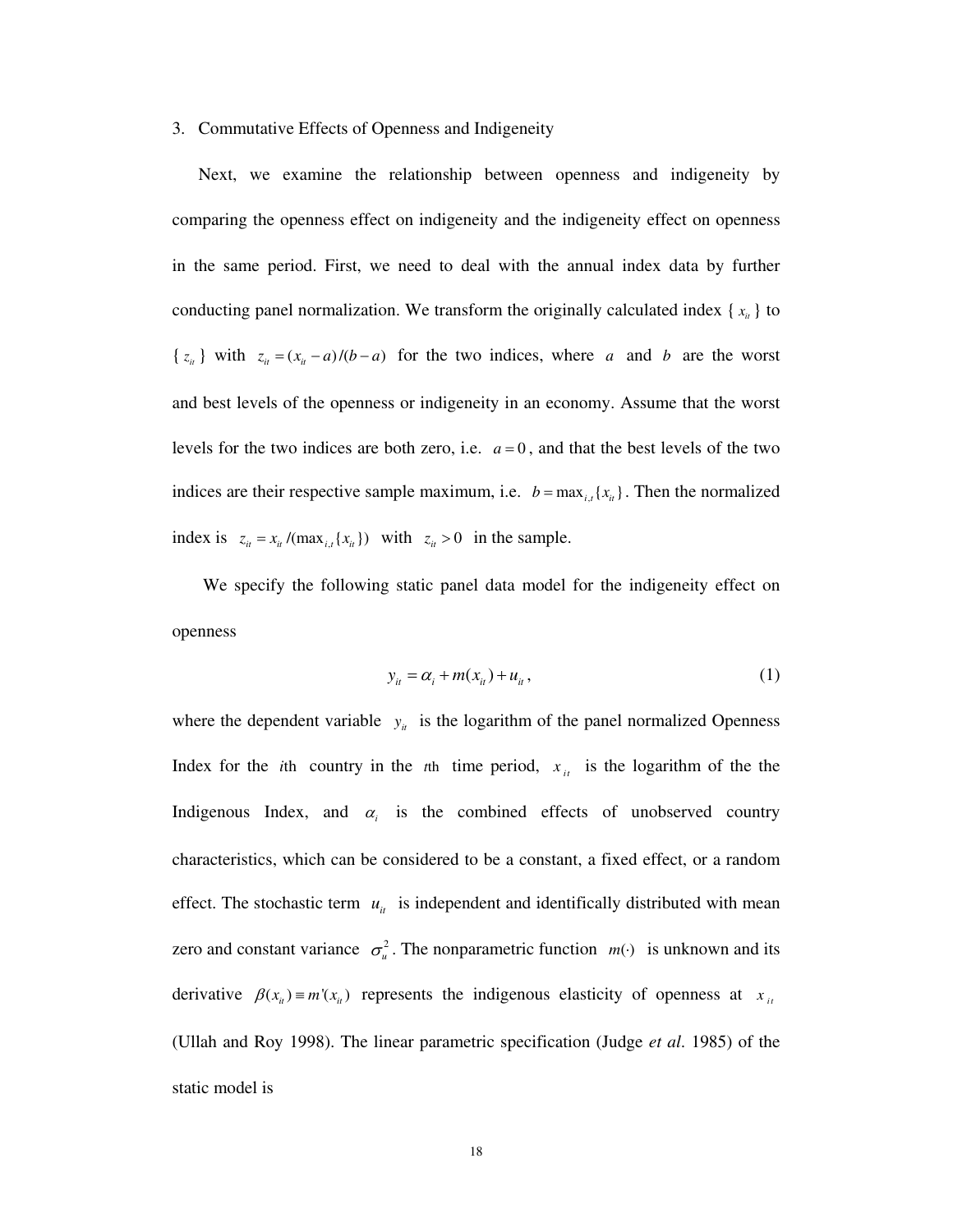3. Commutative Effects of Openness and Indigeneity

Next, we examine the relationship between openness and indigeneity by comparing the openness effect on indigeneity and the indigeneity effect on openness in the same period. First, we need to deal with the annual index data by further conducting panel normalization. We transform the originally calculated index { $x_{it}$ } to { $z_{it}$ } with $z_{it} = (x_{it} - a)/(b - a)$ for the two indices, where $a$ and $b$ are the worst and best levels of the openness or indigeneity in an economy. Assume that the worst levels for the two indices are both zero, i.e. $a = 0$, and that the best levels of the two indices are their respective sample maximum, i.e. $b = \max_{i,t}\{x_{it}\}$. Then the normalized index is $z_{it} = x_{it} /(\max_{i,t}\{x_{it}\})$ with $z_{it} > 0$ in the sample.

We specify the following static panel data model for the indigeneity effect on openness

$$y_{it} = \alpha_i + m(x_{it}) + u_{it}, \tag{1}$$

where the dependent variable $y_{it}$ is the logarithm of the panel normalized Openness Index for the $i$th country in the $t$th time period, $x_{it}$ is the logarithm of the the Indigenous Index, and $\alpha_i$ is the combined effects of unobserved country characteristics, which can be considered to be a constant, a fixed effect, or a random effect. The stochastic term $u_{it}$ is independent and identifically distributed with mean zero and constant variance $\sigma_u^2$. The nonparametric function $m(\cdot)$ is unknown and its derivative $\beta(x_{it}) \equiv m'(x_{it})$ represents the indigenous elasticity of openness at $x_{it}$ (Ullah and Roy 1998). The linear parametric specification (Judge *et al*. 1985) of the static model is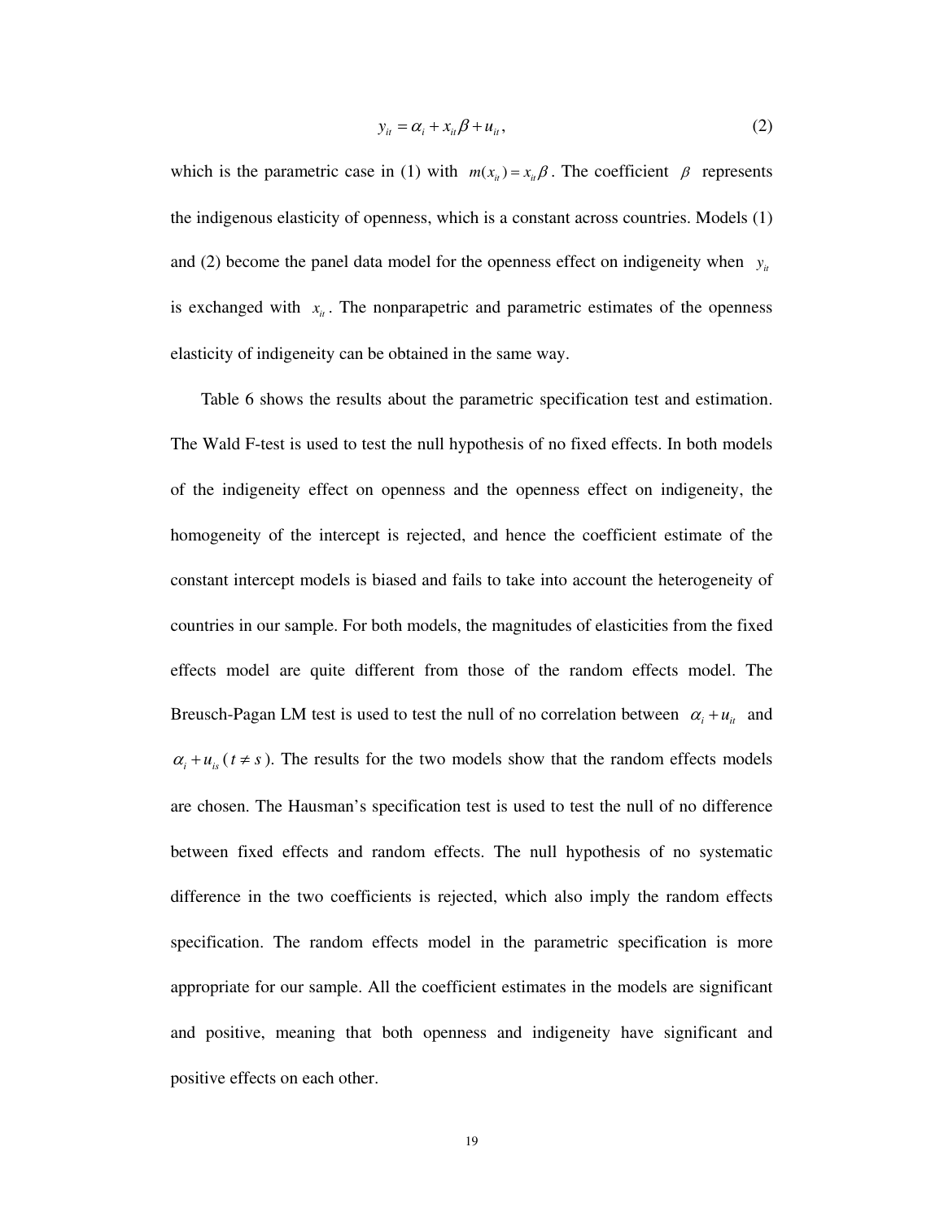$$y_{it} = \alpha_i + x_{it}\beta + u_{it}, \tag{2}$$

which is the parametric case in (1) with $m(x_{it}) = x_{it}\beta$. The coefficient $\beta$ represents the indigenous elasticity of openness, which is a constant across countries. Models (1) and (2) become the panel data model for the openness effect on indigeneity when $y_{it}$ is exchanged with $x_{it}$. The nonparapetric and parametric estimates of the openness elasticity of indigeneity can be obtained in the same way.

Table 6 shows the results about the parametric specification test and estimation. The Wald F-test is used to test the null hypothesis of no fixed effects. In both models of the indigeneity effect on openness and the openness effect on indigeneity, the homogeneity of the intercept is rejected, and hence the coefficient estimate of the constant intercept models is biased and fails to take into account the heterogeneity of countries in our sample. For both models, the magnitudes of elasticities from the fixed effects model are quite different from those of the random effects model. The Breusch-Pagan LM test is used to test the null of no correlation between $\alpha_i + u_{it}$ and $\alpha_i + u_{is}$ ($t \neq s$). The results for the two models show that the random effects models are chosen. The Hausman's specification test is used to test the null of no difference between fixed effects and random effects. The null hypothesis of no systematic difference in the two coefficients is rejected, which also imply the random effects specification. The random effects model in the parametric specification is more appropriate for our sample. All the coefficient estimates in the models are significant and positive, meaning that both openness and indigeneity have significant and positive effects on each other.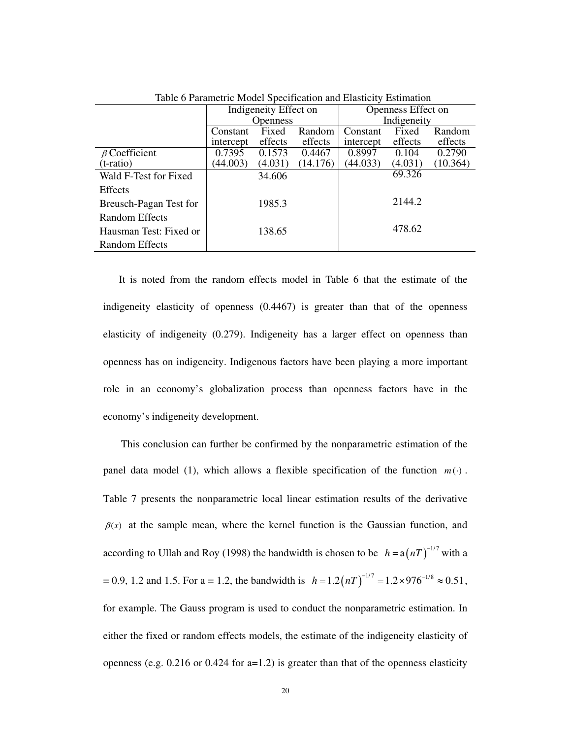Table 6 Parametric Model Specification and Elasticity Estimation

| | Indigeneity Effect on Openness | | | Openness Effect on Indigeneity | | |
|---|---|---|---|---|---|---|
| | Constant intercept | Fixed effects | Random effects | Constant intercept | Fixed effects | Random effects |
| $\beta$ Coefficient (t-ratio) | 0.7395 (44.003) | 0.1573 (4.031) | 0.4467 (14.176) | 0.8997 (44.033) | 0.104 (4.031) | 0.2790 (10.364) |
| Wald F-Test for Fixed Effects | | 34.606 | | | 69.326 | |
| Breusch-Pagan Test for Random Effects | | 1985.3 | | | 2144.2 | |
| Hausman Test: Fixed or Random Effects | | 138.65 | | | 478.62 | |

It is noted from the random effects model in Table 6 that the estimate of the indigeneity elasticity of openness (0.4467) is greater than that of the openness elasticity of indigeneity (0.279). Indigeneity has a larger effect on openness than openness has on indigeneity. Indigenous factors have been playing a more important role in an economy's globalization process than openness factors have in the economy's indigeneity development.

This conclusion can further be confirmed by the nonparametric estimation of the panel data model (1), which allows a flexible specification of the function $m(\cdot)$. Table 7 presents the nonparametric local linear estimation results of the derivative $\beta(x)$ at the sample mean, where the kernel function is the Gaussian function, and according to Ullah and Roy (1998) the bandwidth is chosen to be $h = \mathrm{a}(nT)^{-1/7}$ with a = 0.9, 1.2 and 1.5. For a = 1.2, the bandwidth is $h = 1.2(nT)^{-1/7} = 1.2 \times 976^{-1/8} \approx 0.51$, for example. The Gauss program is used to conduct the nonparametric estimation. In either the fixed or random effects models, the estimate of the indigeneity elasticity of openness (e.g. 0.216 or 0.424 for a=1.2) is greater than that of the openness elasticity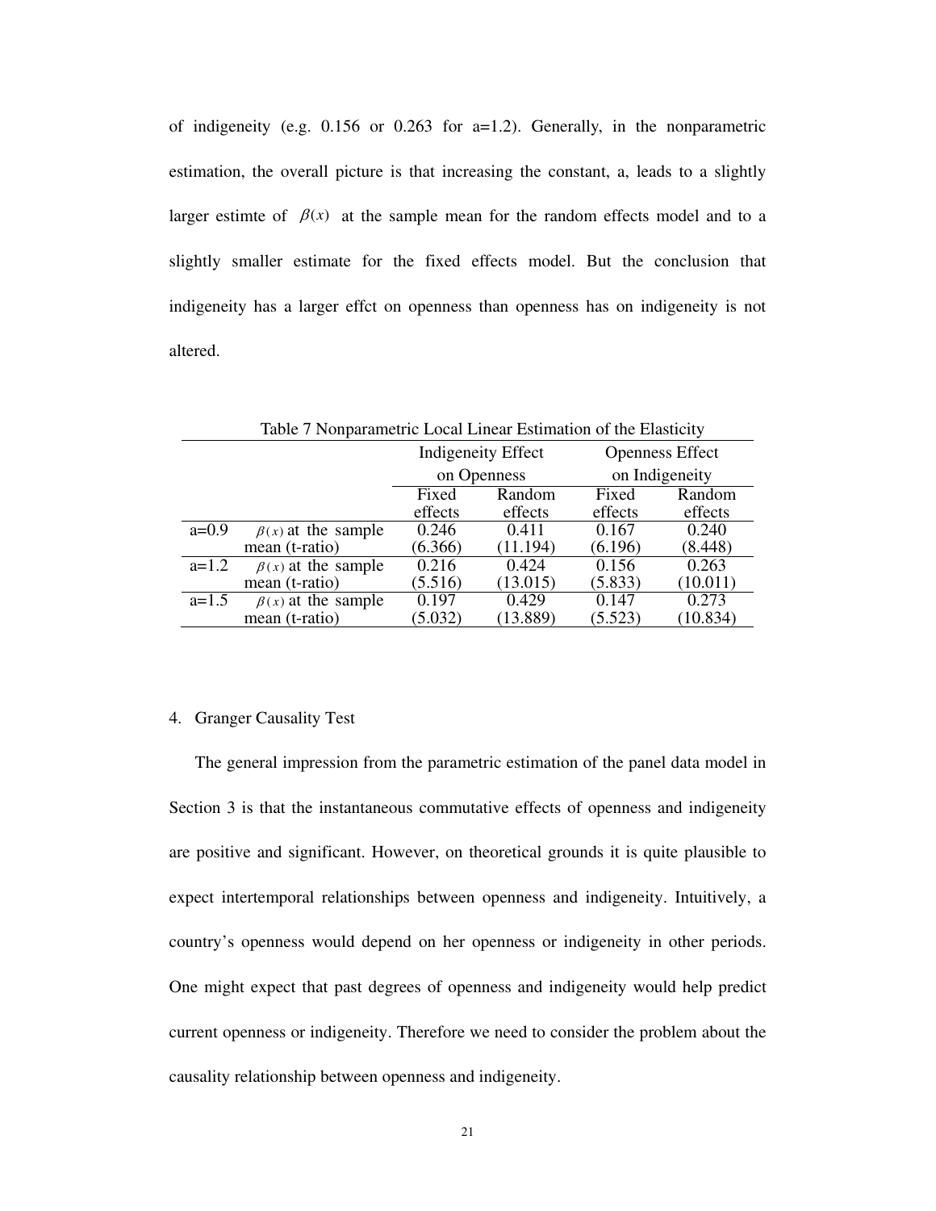of indigeneity (e.g. 0.156 or 0.263 for a=1.2). Generally, in the nonparametric estimation, the overall picture is that increasing the constant, a, leads to a slightly larger estimte of $\beta(x)$ at the sample mean for the random effects model and to a slightly smaller estimate for the fixed effects model. But the conclusion that indigeneity has a larger effct on openness than openness has on indigeneity is not altered.

Table 7 Nonparametric Local Linear Estimation of the Elasticity

| | | Indigeneity Effect on Openness | | Openness Effect on Indigeneity | |
|---|---|---|---|---|---|
| | | Fixed effects | Random effects | Fixed effects | Random effects |
| a=0.9 | $\beta(x)$ at the sample mean (t-ratio) | 0.246 (6.366) | 0.411 (11.194) | 0.167 (6.196) | 0.240 (8.448) |
| a=1.2 | $\beta(x)$ at the sample mean (t-ratio) | 0.216 (5.516) | 0.424 (13.015) | 0.156 (5.833) | 0.263 (10.011) |
| a=1.5 | $\beta(x)$ at the sample mean (t-ratio) | 0.197 (5.032) | 0.429 (13.889) | 0.147 (5.523) | 0.273 (10.834) |

4. Granger Causality Test

The general impression from the parametric estimation of the panel data model in Section 3 is that the instantaneous commutative effects of openness and indigeneity are positive and significant. However, on theoretical grounds it is quite plausible to expect intertemporal relationships between openness and indigeneity. Intuitively, a country's openness would depend on her openness or indigeneity in other periods. One might expect that past degrees of openness and indigeneity would help predict current openness or indigeneity. Therefore we need to consider the problem about the causality relationship between openness and indigeneity.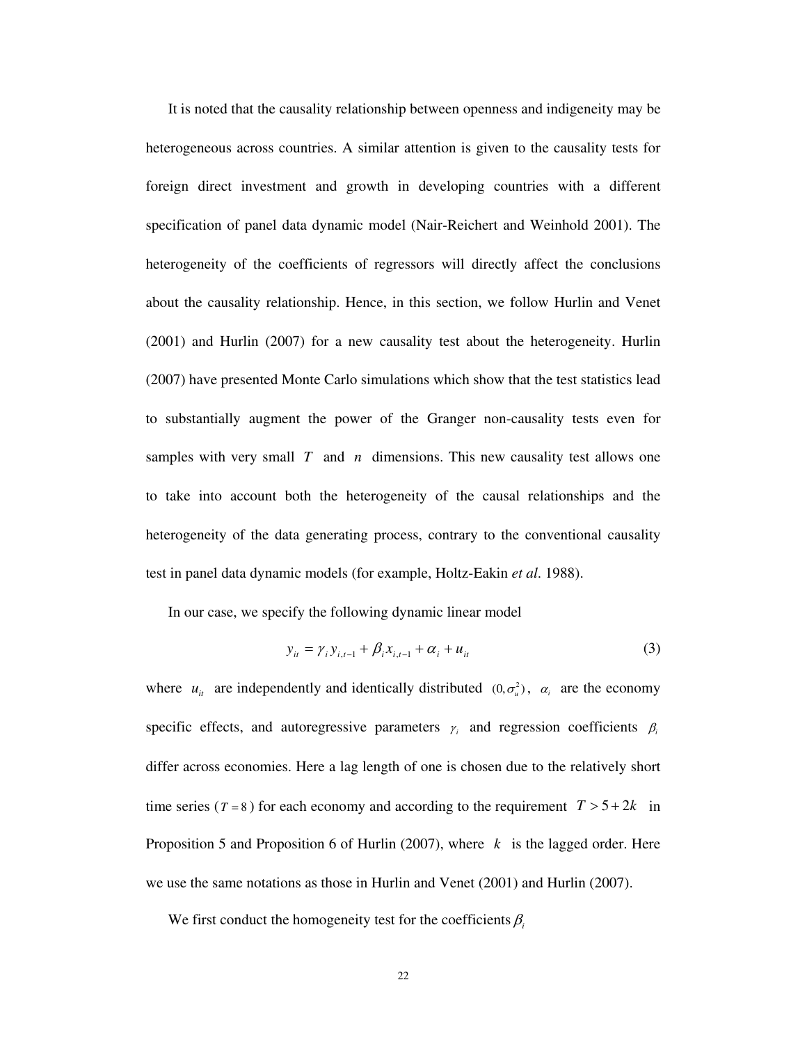It is noted that the causality relationship between openness and indigeneity may be heterogeneous across countries. A similar attention is given to the causality tests for foreign direct investment and growth in developing countries with a different specification of panel data dynamic model (Nair-Reichert and Weinhold 2001). The heterogeneity of the coefficients of regressors will directly affect the conclusions about the causality relationship. Hence, in this section, we follow Hurlin and Venet (2001) and Hurlin (2007) for a new causality test about the heterogeneity. Hurlin (2007) have presented Monte Carlo simulations which show that the test statistics lead to substantially augment the power of the Granger non-causality tests even for samples with very small $T$ and $n$ dimensions. This new causality test allows one to take into account both the heterogeneity of the causal relationships and the heterogeneity of the data generating process, contrary to the conventional causality test in panel data dynamic models (for example, Holtz-Eakin *et al*. 1988).

In our case, we specify the following dynamic linear model

$$y_{it} = \gamma_i y_{i,t-1} + \beta_i x_{i,t-1} + \alpha_i + u_{it} \tag{3}$$

where $u_{it}$ are independently and identically distributed $(0, \sigma_u^2)$, $\alpha_i$ are the economy specific effects, and autoregressive parameters $\gamma_i$ and regression coefficients $\beta_i$ differ across economies. Here a lag length of one is chosen due to the relatively short time series ($T = 8$) for each economy and according to the requirement $T > 5 + 2k$ in Proposition 5 and Proposition 6 of Hurlin (2007), where $k$ is the lagged order. Here we use the same notations as those in Hurlin and Venet (2001) and Hurlin (2007).

We first conduct the homogeneity test for the coefficients $\beta_i$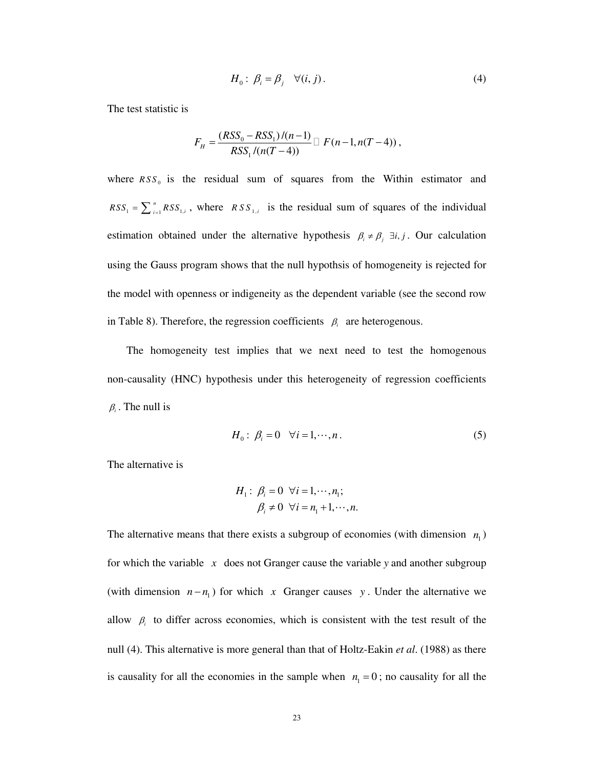$$H_0: \ \beta_i = \beta_j \quad \forall (i, j). \tag{4}$$

The test statistic is

$$F_H = \frac{(RSS_0 - RSS_1)/(n-1)}{RSS_1/(n(T-4))} \sim F(n-1, n(T-4)),$$

where $RSS_0$ is the residual sum of squares from the Within estimator and $RSS_1 = \sum_{i=1}^{n} RSS_{1,i}$, where $RSS_{1,i}$ is the residual sum of squares of the individual estimation obtained under the alternative hypothesis $\beta_i \neq \beta_j \ \exists i, j$. Our calculation using the Gauss program shows that the null hypothsis of homogeneity is rejected for the model with openness or indigeneity as the dependent variable (see the second row in Table 8). Therefore, the regression coefficients $\beta_i$ are heterogenous.

The homogeneity test implies that we next need to test the homogenous non-causality (HNC) hypothesis under this heterogeneity of regression coefficients $\beta_i$. The null is

$$H_0: \ \beta_i = 0 \quad \forall i = 1, \cdots, n. \tag{5}$$

The alternative is

$$\begin{aligned} H_1: \ & \beta_i = 0 \ \ \forall i = 1, \cdots, n_1; \\ & \beta_i \neq 0 \ \ \forall i = n_1 + 1, \cdots, n. \end{aligned}$$

The alternative means that there exists a subgroup of economies (with dimension $n_1$) for which the variable $x$ does not Granger cause the variable *y* and another subgroup (with dimension $n - n_1$) for which $x$ Granger causes $y$. Under the alternative we allow $\beta_i$ to differ across economies, which is consistent with the test result of the null (4). This alternative is more general than that of Holtz-Eakin *et al*. (1988) as there is causality for all the economies in the sample when $n_1 = 0$; no causality for all the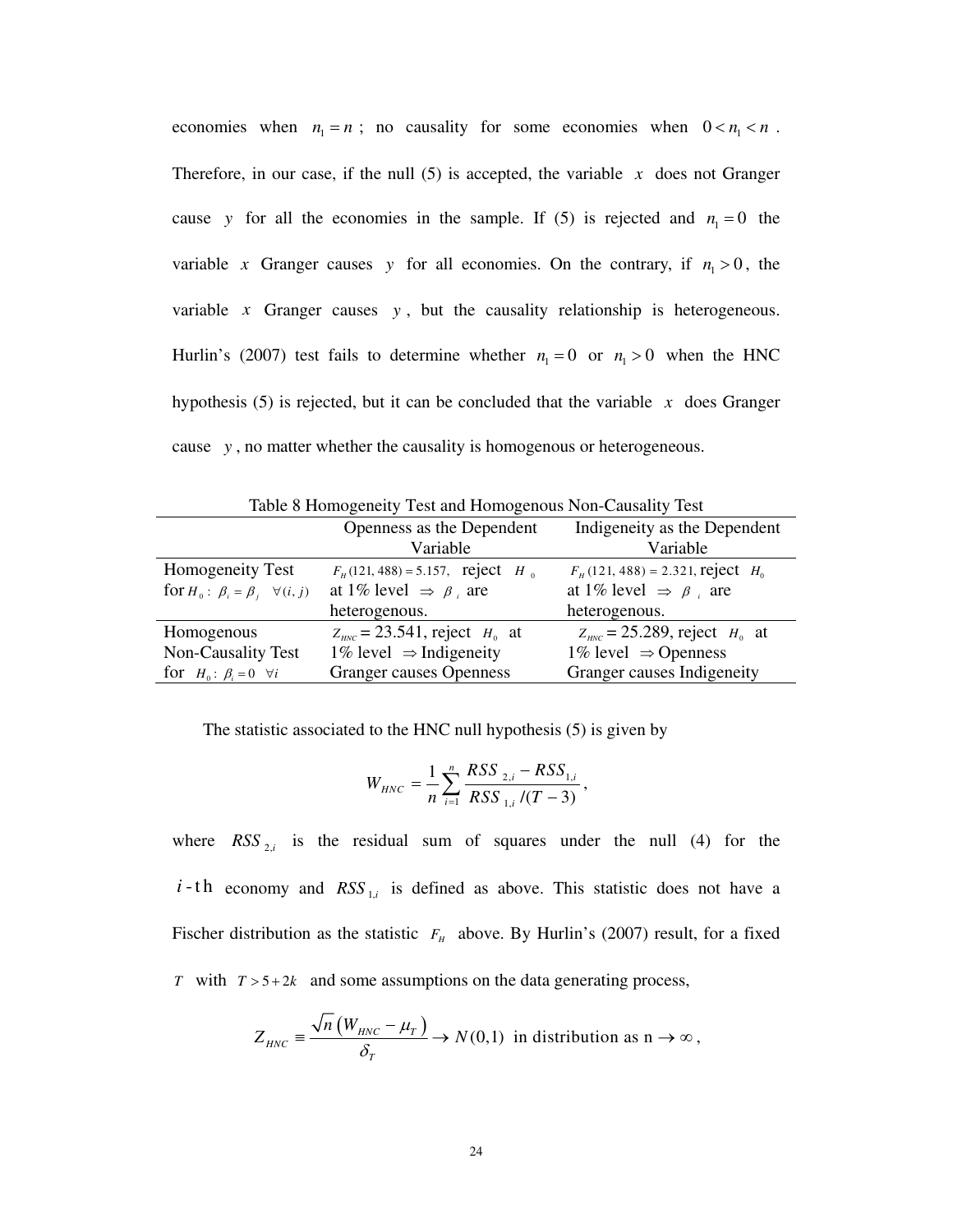economies when $n_1 = n$ ; no causality for some economies when $0 < n_1 < n$ . Therefore, in our case, if the null (5) is accepted, the variable $x$ does not Granger cause $y$ for all the economies in the sample. If (5) is rejected and $n_1 = 0$ the variable $x$ Granger causes $y$ for all economies. On the contrary, if $n_1 > 0$ , the variable $x$ Granger causes $y$ , but the causality relationship is heterogeneous. Hurlin's (2007) test fails to determine whether $n_1 = 0$ or $n_1 > 0$ when the HNC hypothesis (5) is rejected, but it can be concluded that the variable $x$ does Granger cause $y$ , no matter whether the causality is homogenous or heterogeneous.

Table 8 Homogeneity Test and Homogenous Non-Causality Test

| | Openness as the Dependent Variable | Indigeneity as the Dependent Variable |
|---|---|---|
| Homogeneity Test for $H_0: \beta_i = \beta_j \quad \forall (i, j)$ | $F_H(121, 488) = 5.157$, reject $H_0$ at 1% level $\Rightarrow$ $\beta_i$ are heterogenous. | $F_H(121, 488) = 2.321$, reject $H_0$ at 1% level $\Rightarrow$ $\beta_i$ are heterogenous. |
| Homogenous Non-Causality Test for $H_0: \beta_i = 0 \quad \forall i$ | $Z_{HNC} = 23.541$, reject $H_0$ at 1% level $\Rightarrow$ Indigeneity Granger causes Openness | $Z_{HNC} = 25.289$, reject $H_0$ at 1% level $\Rightarrow$ Openness Granger causes Indigeneity |

The statistic associated to the HNC null hypothesis (5) is given by

$$W_{HNC} = \frac{1}{n} \sum_{i=1}^{n} \frac{RSS_{2,i} - RSS_{1,i}}{RSS_{1,i} / (T-3)},$$

where $RSS_{2,i}$ is the residual sum of squares under the null (4) for the $i$-th economy and $RSS_{1,i}$ is defined as above. This statistic does not have a Fischer distribution as the statistic $F_H$ above. By Hurlin's (2007) result, for a fixed $T$ with $T > 5 + 2k$ and some assumptions on the data generating process,

$$Z_{HNC} \equiv \frac{\sqrt{n}\left(W_{HNC} - \mu_T\right)}{\delta_T} \to N(0,1) \text{ in distribution as n} \to \infty,$$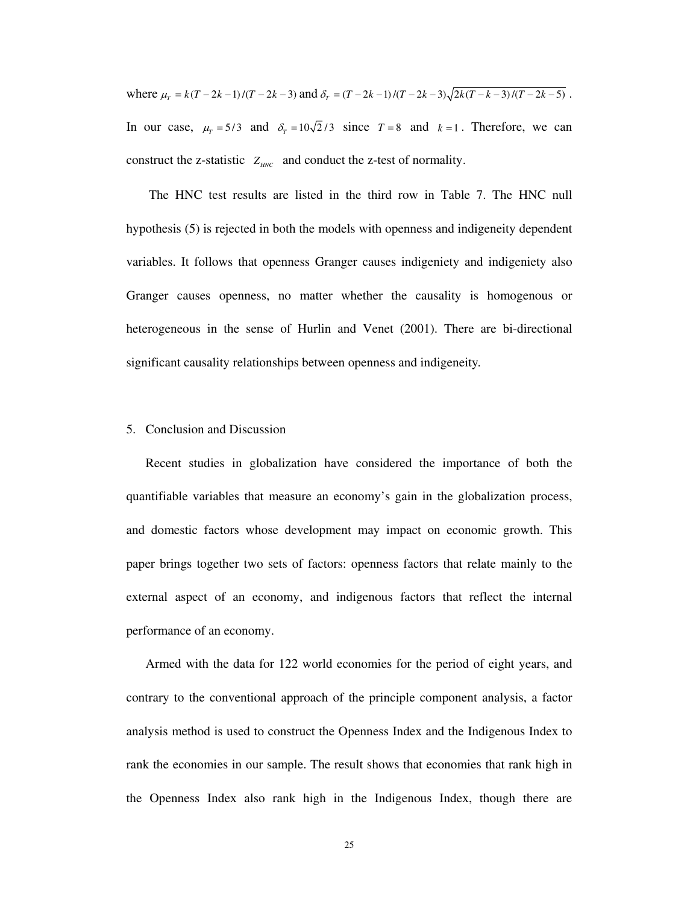where $\mu_T = k(T-2k-1)/(T-2k-3)$ and $\delta_T = (T-2k-1)/(T-2k-3)\sqrt{2k(T-k-3)/(T-2k-5)}$ . In our case, $\mu_T = 5/3$ and $\delta_T = 10\sqrt{2}/3$ since $T = 8$ and $k = 1$. Therefore, we can construct the z-statistic $Z_{HNC}$ and conduct the z-test of normality.

The HNC test results are listed in the third row in Table 7. The HNC null hypothesis (5) is rejected in both the models with openness and indigeneity dependent variables. It follows that openness Granger causes indigeniety and indigeniety also Granger causes openness, no matter whether the causality is homogenous or heterogeneous in the sense of Hurlin and Venet (2001). There are bi-directional significant causality relationships between openness and indigeneity.

## 5. Conclusion and Discussion

Recent studies in globalization have considered the importance of both the quantifiable variables that measure an economy's gain in the globalization process, and domestic factors whose development may impact on economic growth. This paper brings together two sets of factors: openness factors that relate mainly to the external aspect of an economy, and indigenous factors that reflect the internal performance of an economy.

Armed with the data for 122 world economies for the period of eight years, and contrary to the conventional approach of the principle component analysis, a factor analysis method is used to construct the Openness Index and the Indigenous Index to rank the economies in our sample. The result shows that economies that rank high in the Openness Index also rank high in the Indigenous Index, though there are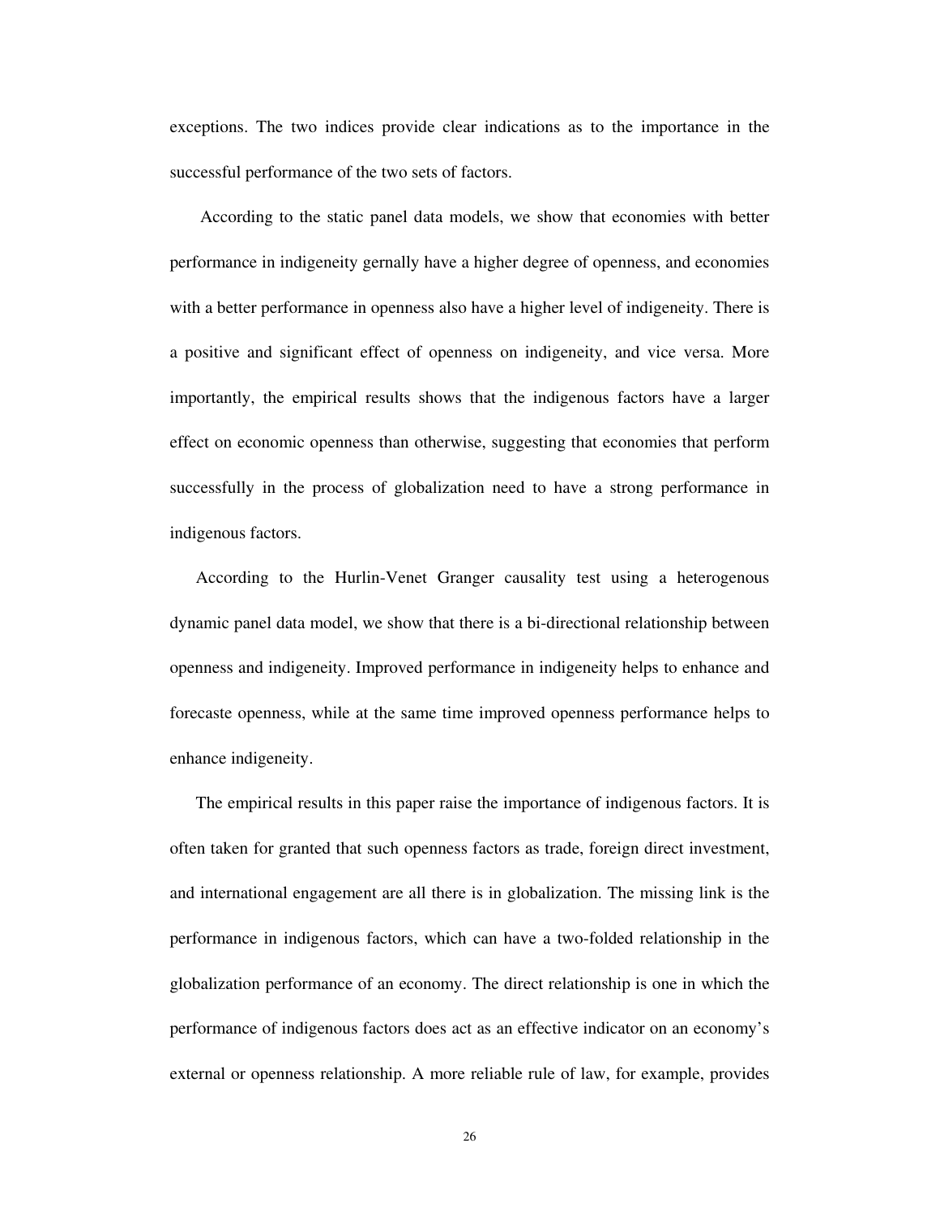exceptions. The two indices provide clear indications as to the importance in the successful performance of the two sets of factors.

According to the static panel data models, we show that economies with better performance in indigeneity gernally have a higher degree of openness, and economies with a better performance in openness also have a higher level of indigeneity. There is a positive and significant effect of openness on indigeneity, and vice versa. More importantly, the empirical results shows that the indigenous factors have a larger effect on economic openness than otherwise, suggesting that economies that perform successfully in the process of globalization need to have a strong performance in indigenous factors.

According to the Hurlin-Venet Granger causality test using a heterogenous dynamic panel data model, we show that there is a bi-directional relationship between openness and indigeneity. Improved performance in indigeneity helps to enhance and forecaste openness, while at the same time improved openness performance helps to enhance indigeneity.

The empirical results in this paper raise the importance of indigenous factors. It is often taken for granted that such openness factors as trade, foreign direct investment, and international engagement are all there is in globalization. The missing link is the performance in indigenous factors, which can have a two-folded relationship in the globalization performance of an economy. The direct relationship is one in which the performance of indigenous factors does act as an effective indicator on an economy's external or openness relationship. A more reliable rule of law, for example, provides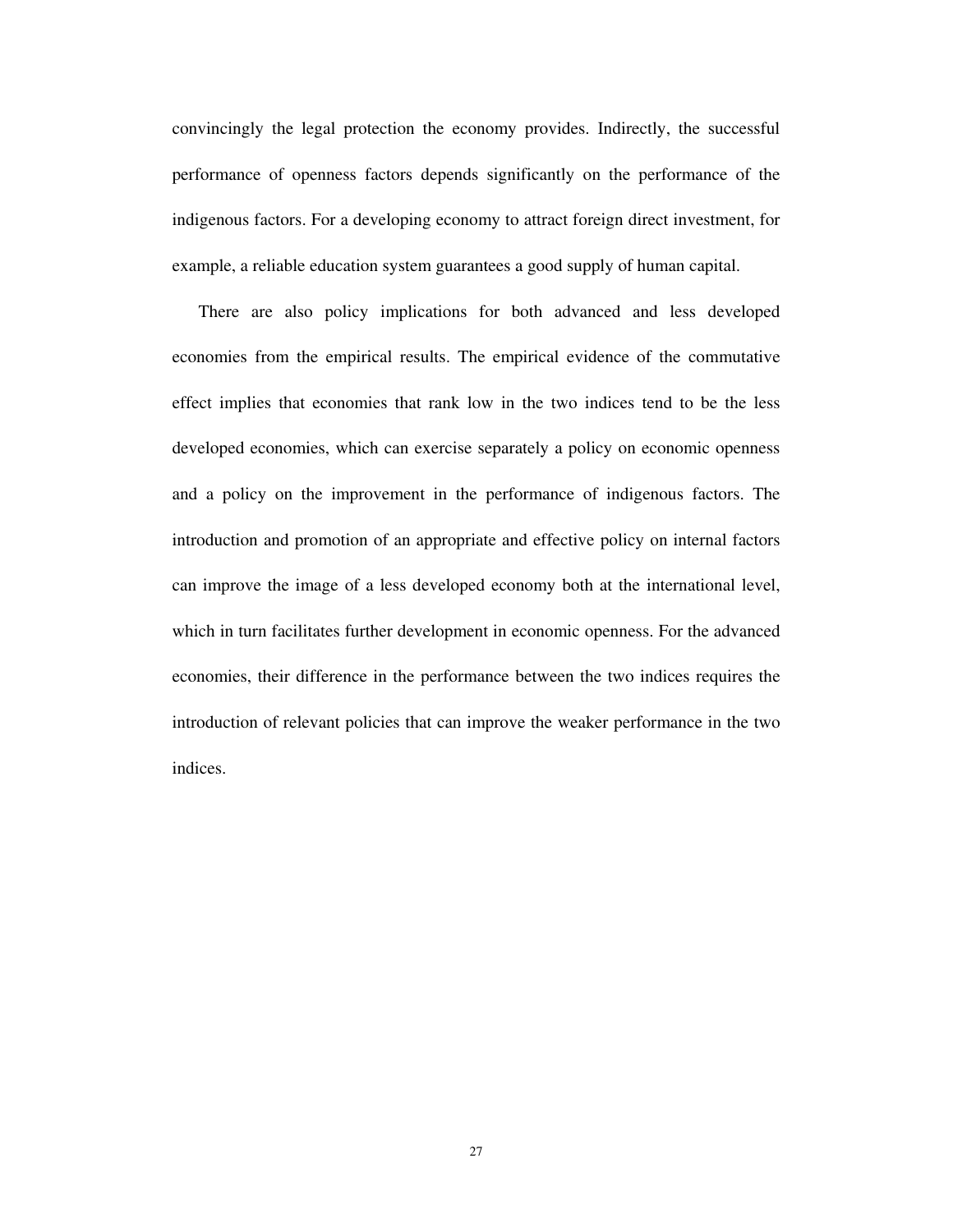convincingly the legal protection the economy provides. Indirectly, the successful performance of openness factors depends significantly on the performance of the indigenous factors. For a developing economy to attract foreign direct investment, for example, a reliable education system guarantees a good supply of human capital.

There are also policy implications for both advanced and less developed economies from the empirical results. The empirical evidence of the commutative effect implies that economies that rank low in the two indices tend to be the less developed economies, which can exercise separately a policy on economic openness and a policy on the improvement in the performance of indigenous factors. The introduction and promotion of an appropriate and effective policy on internal factors can improve the image of a less developed economy both at the international level, which in turn facilitates further development in economic openness. For the advanced economies, their difference in the performance between the two indices requires the introduction of relevant policies that can improve the weaker performance in the two indices.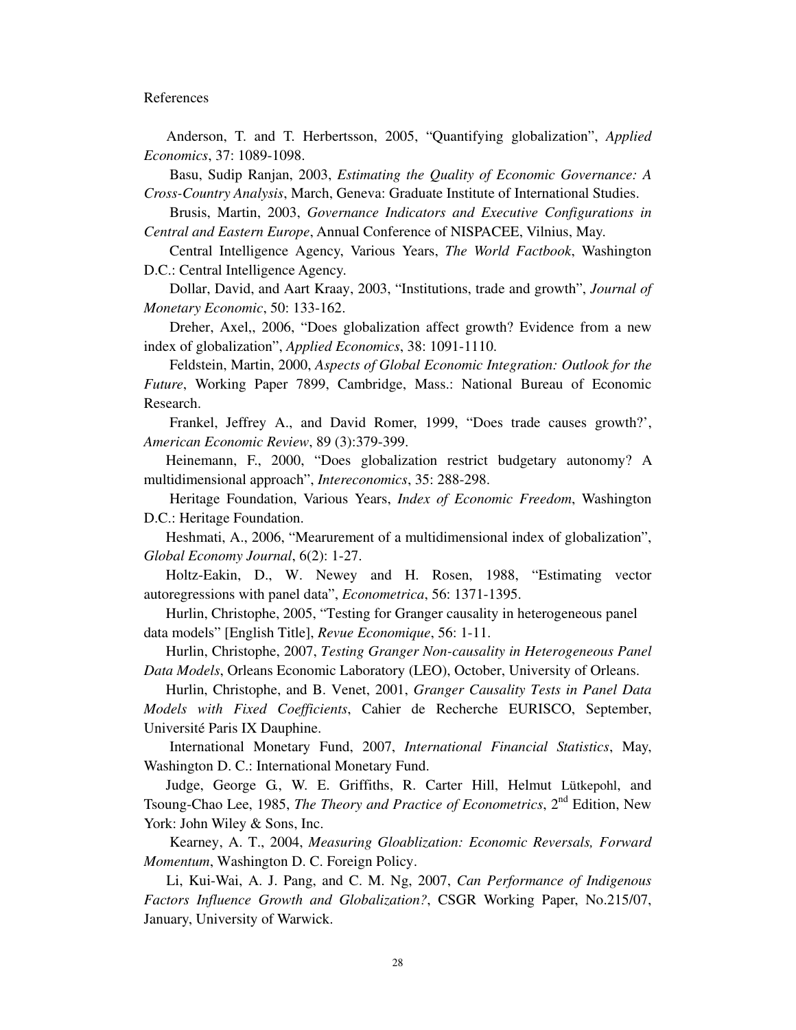References

Anderson, T. and T. Herbertsson, 2005, “Quantifying globalization”, *Applied Economics*, 37: 1089-1098.

Basu, Sudip Ranjan, 2003, *Estimating the Quality of Economic Governance: A Cross-Country Analysis*, March, Geneva: Graduate Institute of International Studies.

Brusis, Martin, 2003, *Governance Indicators and Executive Configurations in Central and Eastern Europe*, Annual Conference of NISPACEE, Vilnius, May.

Central Intelligence Agency, Various Years, *The World Factbook*, Washington D.C.: Central Intelligence Agency.

Dollar, David, and Aart Kraay, 2003, “Institutions, trade and growth”, *Journal of Monetary Economic*, 50: 133-162.

Dreher, Axel,, 2006, “Does globalization affect growth? Evidence from a new index of globalization”, *Applied Economics*, 38: 1091-1110.

Feldstein, Martin, 2000, *Aspects of Global Economic Integration: Outlook for the Future*, Working Paper 7899, Cambridge, Mass.: National Bureau of Economic Research.

Frankel, Jeffrey A., and David Romer, 1999, “Does trade causes growth?’, *American Economic Review*, 89 (3):379-399.

Heinemann, F., 2000, “Does globalization restrict budgetary autonomy? A multidimensional approach”, *Intereconomics*, 35: 288-298.

Heritage Foundation, Various Years, *Index of Economic Freedom*, Washington D.C.: Heritage Foundation.

Heshmati, A., 2006, “Mearurement of a multidimensional index of globalization”, *Global Economy Journal*, 6(2): 1-27.

Holtz-Eakin, D., W. Newey and H. Rosen, 1988, “Estimating vector autoregressions with panel data”, *Econometrica*, 56: 1371-1395.

Hurlin, Christophe, 2005, “Testing for Granger causality in heterogeneous panel data models” [English Title], *Revue Economique*, 56: 1-11.

Hurlin, Christophe, 2007, *Testing Granger Non-causality in Heterogeneous Panel Data Models*, Orleans Economic Laboratory (LEO), October, University of Orleans.

Hurlin, Christophe, and B. Venet, 2001, *Granger Causality Tests in Panel Data Models with Fixed Coefficients*, Cahier de Recherche EURISCO, September, Université Paris IX Dauphine.

International Monetary Fund, 2007, *International Financial Statistics*, May, Washington D. C.: International Monetary Fund.

Judge, George G., W. E. Griffiths, R. Carter Hill, Helmut Lütkepohl, and Tsoung-Chao Lee, 1985, *The Theory and Practice of Econometrics*, 2nd Edition, New York: John Wiley & Sons, Inc.

Kearney, A. T., 2004, *Measuring Gloablization: Economic Reversals, Forward Momentum*, Washington D. C. Foreign Policy.

Li, Kui-Wai, A. J. Pang, and C. M. Ng, 2007, *Can Performance of Indigenous Factors Influence Growth and Globalization?*, CSGR Working Paper, No.215/07, January, University of Warwick.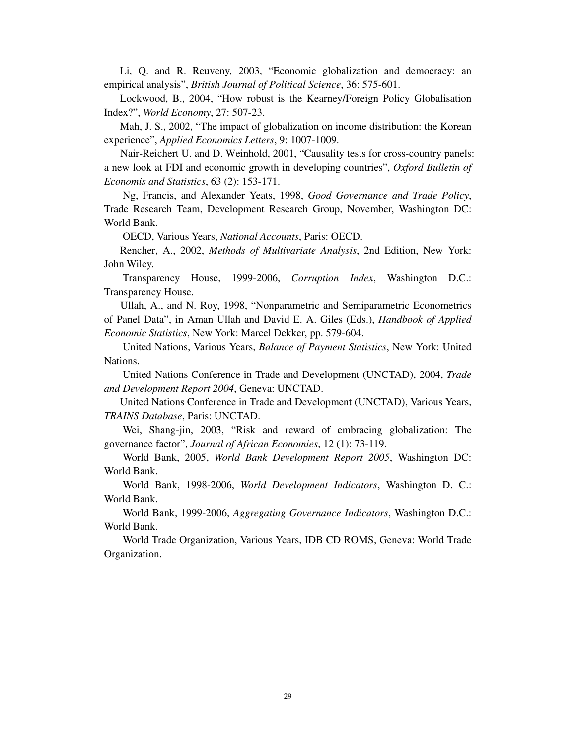Li, Q. and R. Reuveny, 2003, "Economic globalization and democracy: an empirical analysis", *British Journal of Political Science*, 36: 575-601.

Lockwood, B., 2004, "How robust is the Kearney/Foreign Policy Globalisation Index?", *World Economy*, 27: 507-23.

Mah, J. S., 2002, "The impact of globalization on income distribution: the Korean experience", *Applied Economics Letters*, 9: 1007-1009.

Nair-Reichert U. and D. Weinhold, 2001, "Causality tests for cross-country panels: a new look at FDI and economic growth in developing countries", *Oxford Bulletin of Economis and Statistics*, 63 (2): 153-171.

Ng, Francis, and Alexander Yeats, 1998, *Good Governance and Trade Policy*, Trade Research Team, Development Research Group, November, Washington DC: World Bank.

OECD, Various Years, *National Accounts*, Paris: OECD.

Rencher, A., 2002, *Methods of Multivariate Analysis*, 2nd Edition, New York: John Wiley.

Transparency House, 1999-2006, *Corruption Index*, Washington D.C.: Transparency House.

Ullah, A., and N. Roy, 1998, "Nonparametric and Semiparametric Econometrics of Panel Data", in Aman Ullah and David E. A. Giles (Eds.), *Handbook of Applied Economic Statistics*, New York: Marcel Dekker, pp. 579-604.

United Nations, Various Years, *Balance of Payment Statistics*, New York: United Nations.

United Nations Conference in Trade and Development (UNCTAD), 2004, *Trade and Development Report 2004*, Geneva: UNCTAD.

United Nations Conference in Trade and Development (UNCTAD), Various Years, *TRAINS Database*, Paris: UNCTAD.

Wei, Shang-jin, 2003, "Risk and reward of embracing globalization: The governance factor", *Journal of African Economies*, 12 (1): 73-119.

World Bank, 2005, *World Bank Development Report 2005*, Washington DC: World Bank.

World Bank, 1998-2006, *World Development Indicators*, Washington D. C.: World Bank.

World Bank, 1999-2006, *Aggregating Governance Indicators*, Washington D.C.: World Bank.

World Trade Organization, Various Years, IDB CD ROMS, Geneva: World Trade Organization.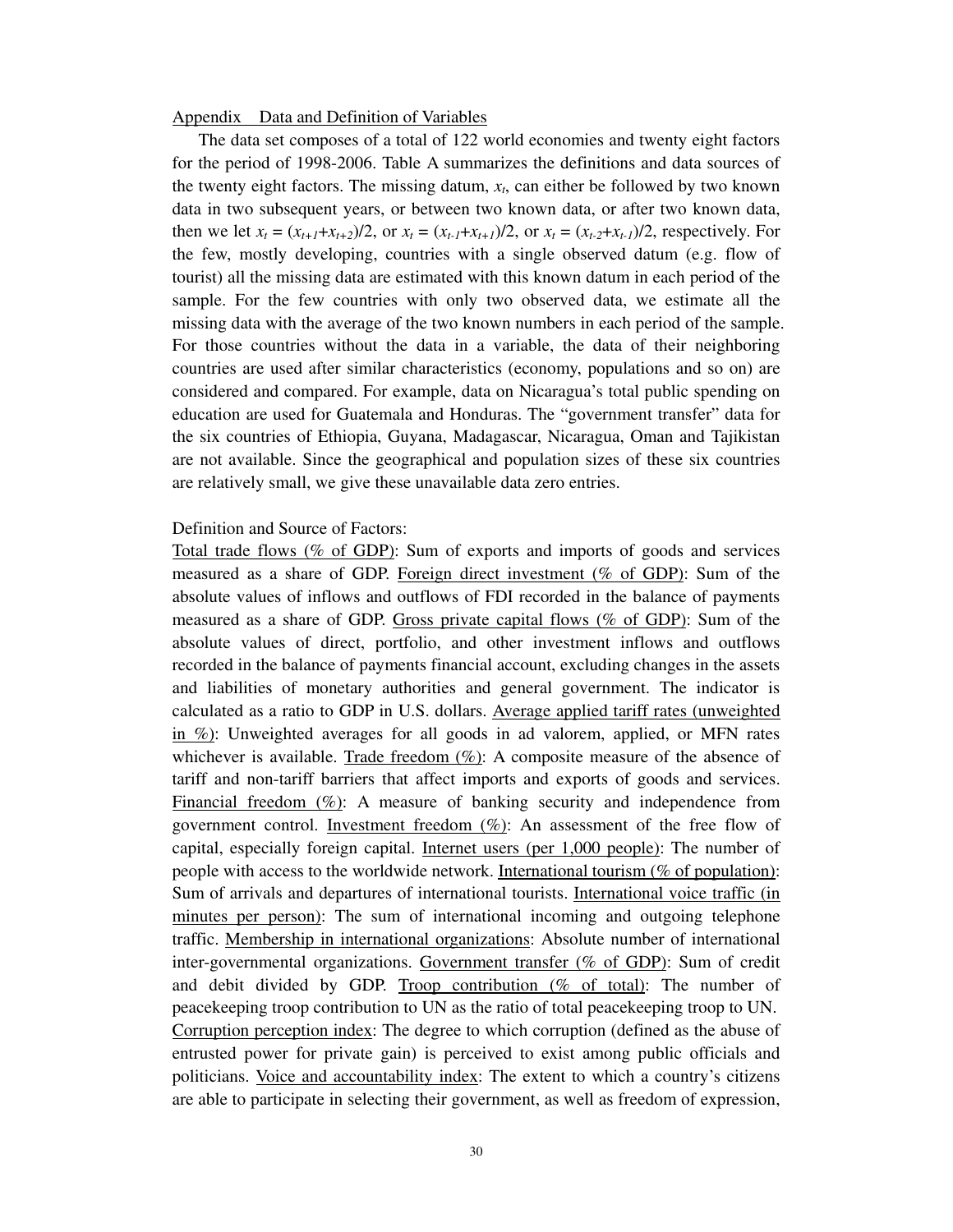Appendix Data and Definition of Variables

The data set composes of a total of 122 world economies and twenty eight factors for the period of 1998-2006. Table A summarizes the definitions and data sources of the twenty eight factors. The missing datum, $x_t$, can either be followed by two known data in two subsequent years, or between two known data, or after two known data, then we let $x_t = (x_{t+1}+x_{t+2})/2$, or $x_t = (x_{t-1}+x_{t+1})/2$, or $x_t = (x_{t-2}+x_{t-1})/2$, respectively. For the few, mostly developing, countries with a single observed datum (e.g. flow of tourist) all the missing data are estimated with this known datum in each period of the sample. For the few countries with only two observed data, we estimate all the missing data with the average of the two known numbers in each period of the sample. For those countries without the data in a variable, the data of their neighboring countries are used after similar characteristics (economy, populations and so on) are considered and compared. For example, data on Nicaragua's total public spending on education are used for Guatemala and Honduras. The "government transfer" data for the six countries of Ethiopia, Guyana, Madagascar, Nicaragua, Oman and Tajikistan are not available. Since the geographical and population sizes of these six countries are relatively small, we give these unavailable data zero entries.

Definition and Source of Factors:

Total trade flows (% of GDP): Sum of exports and imports of goods and services measured as a share of GDP. Foreign direct investment (% of GDP): Sum of the absolute values of inflows and outflows of FDI recorded in the balance of payments measured as a share of GDP. Gross private capital flows (% of GDP): Sum of the absolute values of direct, portfolio, and other investment inflows and outflows recorded in the balance of payments financial account, excluding changes in the assets and liabilities of monetary authorities and general government. The indicator is calculated as a ratio to GDP in U.S. dollars. Average applied tariff rates (unweighted in %): Unweighted averages for all goods in ad valorem, applied, or MFN rates whichever is available. Trade freedom (%): A composite measure of the absence of tariff and non-tariff barriers that affect imports and exports of goods and services. Financial freedom (%): A measure of banking security and independence from government control. Investment freedom (%): An assessment of the free flow of capital, especially foreign capital. Internet users (per 1,000 people): The number of people with access to the worldwide network. International tourism (% of population): Sum of arrivals and departures of international tourists. International voice traffic (in minutes per person): The sum of international incoming and outgoing telephone traffic. Membership in international organizations: Absolute number of international inter-governmental organizations. Government transfer (% of GDP): Sum of credit and debit divided by GDP. Troop contribution (% of total): The number of peacekeeping troop contribution to UN as the ratio of total peacekeeping troop to UN. Corruption perception index: The degree to which corruption (defined as the abuse of entrusted power for private gain) is perceived to exist among public officials and politicians. Voice and accountability index: The extent to which a country's citizens are able to participate in selecting their government, as well as freedom of expression,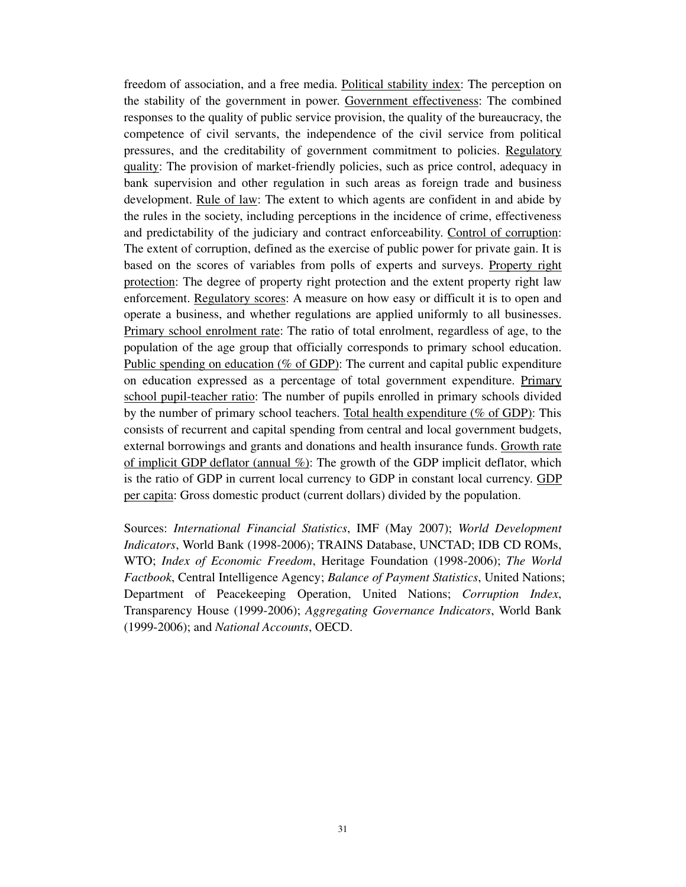freedom of association, and a free media. Political stability index: The perception on the stability of the government in power. Government effectiveness: The combined responses to the quality of public service provision, the quality of the bureaucracy, the competence of civil servants, the independence of the civil service from political pressures, and the creditability of government commitment to policies. Regulatory quality: The provision of market-friendly policies, such as price control, adequacy in bank supervision and other regulation in such areas as foreign trade and business development. Rule of law: The extent to which agents are confident in and abide by the rules in the society, including perceptions in the incidence of crime, effectiveness and predictability of the judiciary and contract enforceability. Control of corruption: The extent of corruption, defined as the exercise of public power for private gain. It is based on the scores of variables from polls of experts and surveys. Property right protection: The degree of property right protection and the extent property right law enforcement. Regulatory scores: A measure on how easy or difficult it is to open and operate a business, and whether regulations are applied uniformly to all businesses. Primary school enrolment rate: The ratio of total enrolment, regardless of age, to the population of the age group that officially corresponds to primary school education. Public spending on education (% of GDP): The current and capital public expenditure on education expressed as a percentage of total government expenditure. Primary school pupil-teacher ratio: The number of pupils enrolled in primary schools divided by the number of primary school teachers. Total health expenditure (% of GDP): This consists of recurrent and capital spending from central and local government budgets, external borrowings and grants and donations and health insurance funds. Growth rate of implicit GDP deflator (annual %): The growth of the GDP implicit deflator, which is the ratio of GDP in current local currency to GDP in constant local currency. GDP per capita: Gross domestic product (current dollars) divided by the population.

Sources: *International Financial Statistics*, IMF (May 2007); *World Development Indicators*, World Bank (1998-2006); TRAINS Database, UNCTAD; IDB CD ROMs, WTO; *Index of Economic Freedom*, Heritage Foundation (1998-2006); *The World Factbook*, Central Intelligence Agency; *Balance of Payment Statistics*, United Nations; Department of Peacekeeping Operation, United Nations; *Corruption Index*, Transparency House (1999-2006); *Aggregating Governance Indicators*, World Bank (1999-2006); and *National Accounts*, OECD.